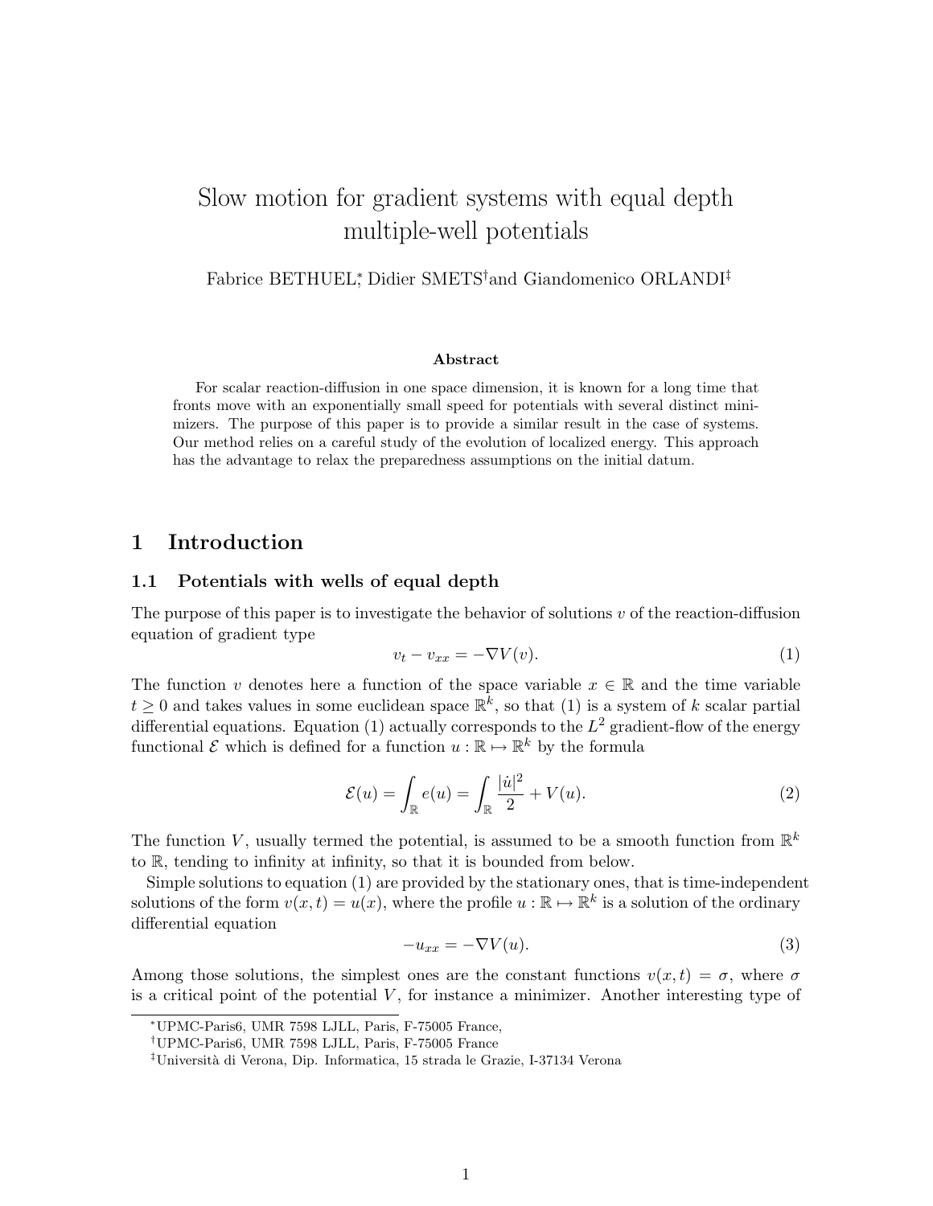# Slow motion for gradient systems with equal depth multiple-well potentials

Fabrice BETHUEL,[*] Didier SMETS[†] and Giandomenico ORLANDI[‡]

### Abstract

For scalar reaction-diffusion in one space dimension, it is known for a long time that fronts move with an exponentially small speed for potentials with several distinct minimizers. The purpose of this paper is to provide a similar result in the case of systems. Our method relies on a careful study of the evolution of localized energy. This approach has the advantage to relax the preparedness assumptions on the initial datum.

## 1 Introduction

### 1.1 Potentials with wells of equal depth

The purpose of this paper is to investigate the behavior of solutions $v$ of the reaction-diffusion equation of gradient type

$$v_t - v_{xx} = -\nabla V(v). \tag{1}$$

The function $v$ denotes here a function of the space variable $x \in \mathbb{R}$ and the time variable $t \geq 0$ and takes values in some euclidean space $\mathbb{R}^k$, so that (1) is a system of $k$ scalar partial differential equations. Equation (1) actually corresponds to the $L^2$ gradient-flow of the energy functional $\mathcal{E}$ which is defined for a function $u : \mathbb{R} \mapsto \mathbb{R}^k$ by the formula

$$\mathcal{E}(u) = \int_{\mathbb{R}} e(u) = \int_{\mathbb{R}} \frac{|\dot{u}|^2}{2} + V(u). \tag{2}$$

The function $V$, usually termed the potential, is assumed to be a smooth function from $\mathbb{R}^k$ to $\mathbb{R}$, tending to infinity at infinity, so that it is bounded from below.

Simple solutions to equation (1) are provided by the stationary ones, that is time-independent solutions of the form $v(x, t) = u(x)$, where the profile $u : \mathbb{R} \mapsto \mathbb{R}^k$ is a solution of the ordinary differential equation

$$-u_{xx} = -\nabla V(u). \tag{3}$$

Among those solutions, the simplest ones are the constant functions $v(x, t) = \sigma$, where $\sigma$ is a critical point of the potential $V$, for instance a minimizer. Another interesting type of

---

[*] UPMC-Paris6, UMR 7598 LJLL, Paris, F-75005 France,

[†] UPMC-Paris6, UMR 7598 LJLL, Paris, F-75005 France

[‡] Università di Verona, Dip. Informatica, 15 strada le Grazie, I-37134 Verona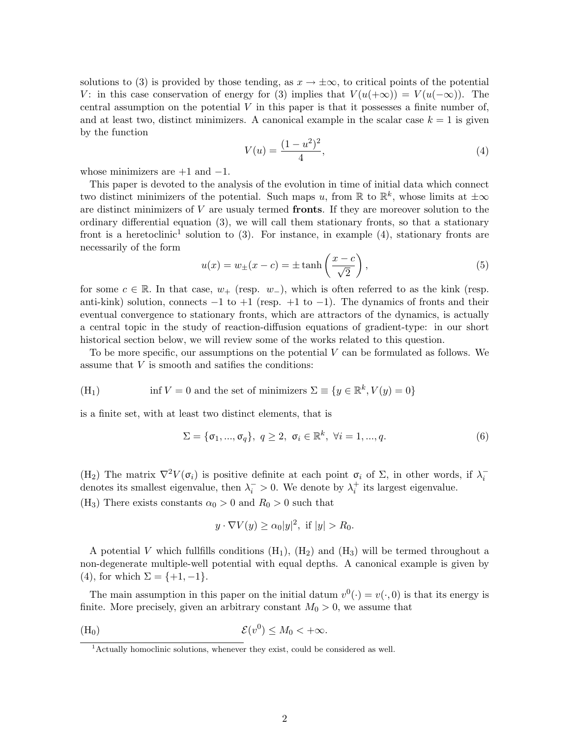solutions to (3) is provided by those tending, as $x \to \pm\infty$, to critical points of the potential $V$: in this case conservation of energy for (3) implies that $V(u(+\infty)) = V(u(-\infty))$. The central assumption on the potential $V$ in this paper is that it possesses a finite number of, and at least two, distinct minimizers. A canonical example in the scalar case $k = 1$ is given by the function

$$V(u) = \frac{(1-u^2)^2}{4}, \tag{4}$$

whose minimizers are $+1$ and $-1$.

This paper is devoted to the analysis of the evolution in time of initial data which connect two distinct minimizers of the potential. Such maps $u$, from $\mathbb{R}$ to $\mathbb{R}^k$, whose limits at $\pm\infty$ are distinct minimizers of $V$ are usualy termed **fronts**. If they are moreover solution to the ordinary differential equation (3), we will call them stationary fronts, so that a stationary front is a heretoclinic[1] solution to (3). For instance, in example (4), stationary fronts are necessarily of the form

$$u(x) = w_{\pm}(x-c) = \pm \tanh\left(\frac{x-c}{\sqrt{2}}\right), \tag{5}$$

for some $c \in \mathbb{R}$. In that case, $w_+$ (resp. $w_-$), which is often referred to as the kink (resp. anti-kink) solution, connects $-1$ to $+1$ (resp. $+1$ to $-1$). The dynamics of fronts and their eventual convergence to stationary fronts, which are attractors of the dynamics, is actually a central topic in the study of reaction-diffusion equations of gradient-type: in our short historical section below, we will review some of the works related to this question.

To be more specific, our assumptions on the potential $V$ can be formulated as follows. We assume that $V$ is smooth and satifies the conditions:

($\mathrm{H}_1$) $\quad \inf V = 0$ and the set of minimizers $\Sigma \equiv \{y \in \mathbb{R}^k, V(y) = 0\}$

is a finite set, with at least two distinct elements, that is

$$\Sigma = \{\sigma_1, ..., \sigma_q\},\ q \geq 2,\ \sigma_i \in \mathbb{R}^k,\ \forall i = 1, ..., q. \tag{6}$$

($\mathrm{H}_2$) The matrix $\nabla^2 V(\sigma_i)$ is positive definite at each point $\sigma_i$ of $\Sigma$, in other words, if $\lambda_i^-$ denotes its smallest eigenvalue, then $\lambda_i^- > 0$. We denote by $\lambda_i^+$ its largest eigenvalue.

($\mathrm{H}_3$) There exists constants $\alpha_0 > 0$ and $R_0 > 0$ such that

$$y \cdot \nabla V(y) \geq \alpha_0 |y|^2, \text{ if } |y| > R_0.$$

A potential $V$ which fullfills conditions ($\mathrm{H}_1$), ($\mathrm{H}_2$) and ($\mathrm{H}_3$) will be termed throughout a non-degenerate multiple-well potential with equal depths. A canonical example is given by (4), for which $\Sigma = \{+1, -1\}$.

The main assumption in this paper on the initial datum $v^0(\cdot) = v(\cdot, 0)$ is that its energy is finite. More precisely, given an arbitrary constant $M_0 > 0$, we assume that

($\mathrm{H}_0$) $$\mathcal{E}(v^0) \leq M_0 < +\infty.$$

[1] Actually homoclinic solutions, whenever they exist, could be considered as well.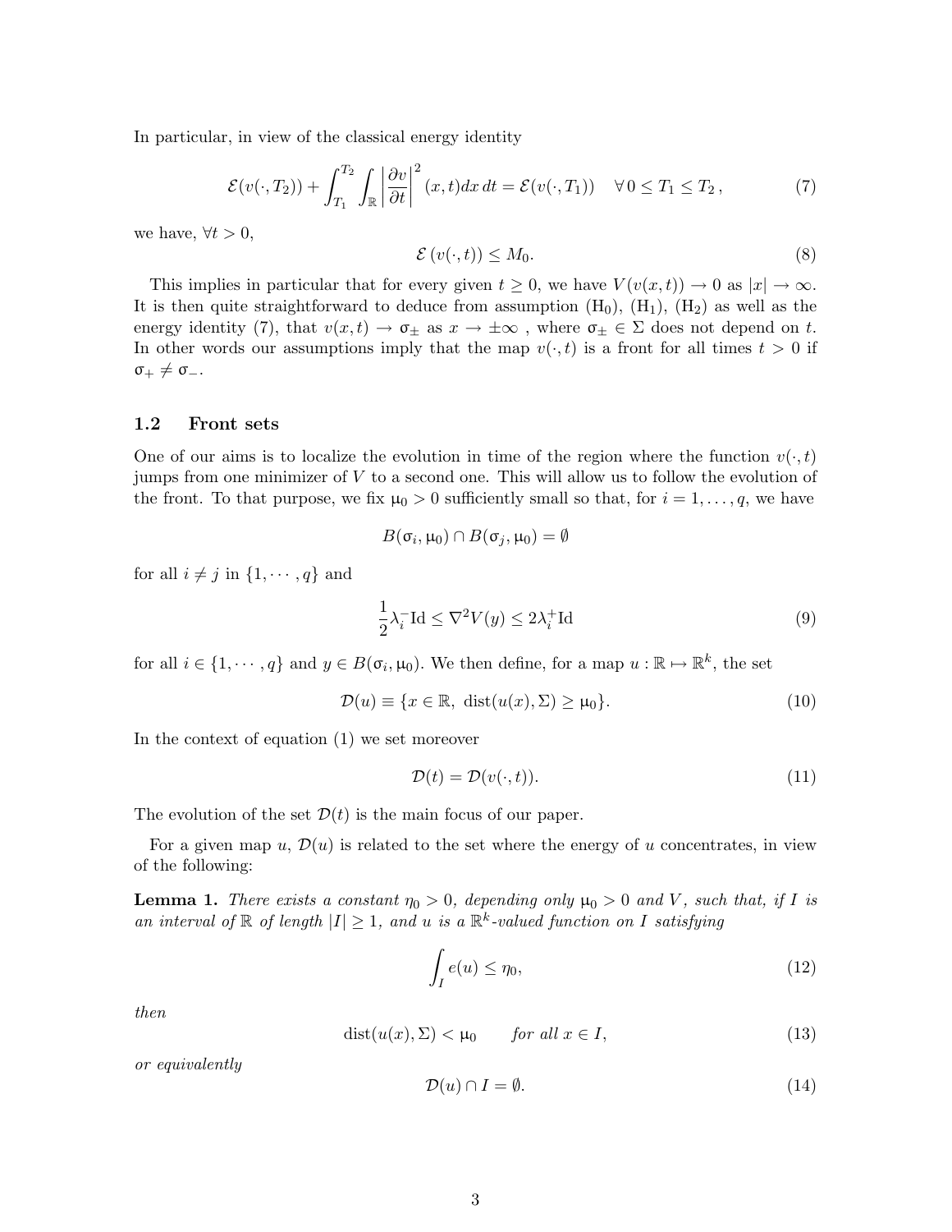In particular, in view of the classical energy identity

$$\mathcal{E}(v(\cdot,T_2))+\int_{T_1}^{T_2}\int_{\mathbb{R}}\left|\frac{\partial v}{\partial t}\right|^2(x,t)dx\,dt=\mathcal{E}(v(\cdot,T_1))\quad \forall\, 0\le T_1\le T_2\,, \tag{7}$$

we have, $\forall t>0$,

$$\mathcal{E}\left(v(\cdot,t)\right)\le M_0. \tag{8}$$

This implies in particular that for every given $t\ge 0$, we have $V(v(x,t))\to 0$ as $|x|\to\infty$. It is then quite straightforward to deduce from assumption $(\mathrm{H}_0)$, $(\mathrm{H}_1)$, $(\mathrm{H}_2)$ as well as the energy identity (7), that $v(x,t)\to \sigma_\pm$ as $x\to\pm\infty$ , where $\sigma_\pm\in\Sigma$ does not depend on $t$. In other words our assumptions imply that the map $v(\cdot,t)$ is a front for all times $t>0$ if $\sigma_+\ne\sigma_-$.

### 1.2 Front sets

One of our aims is to localize the evolution in time of the region where the function $v(\cdot,t)$ jumps from one minimizer of $V$ to a second one. This will allow us to follow the evolution of the front. To that purpose, we fix $\mu_0>0$ sufficiently small so that, for $i=1,\ldots,q$, we have

$$B(\sigma_i,\mu_0)\cap B(\sigma_j,\mu_0)=\emptyset$$

for all $i\ne j$ in $\{1,\cdots,q\}$ and

$$\frac{1}{2}\lambda_i^-\mathrm{Id}\le\nabla^2V(y)\le 2\lambda_i^+\mathrm{Id} \tag{9}$$

for all $i\in\{1,\cdots,q\}$ and $y\in B(\sigma_i,\mu_0)$. We then define, for a map $u:\mathbb{R}\mapsto\mathbb{R}^k$, the set

$$\mathcal{D}(u)\equiv\{x\in\mathbb{R},\ \mathrm{dist}(u(x),\Sigma)\ge\mu_0\}. \tag{10}$$

In the context of equation (1) we set moreover

$$\mathcal{D}(t)=\mathcal{D}(v(\cdot,t)). \tag{11}$$

The evolution of the set $\mathcal{D}(t)$ is the main focus of our paper.

For a given map $u$, $\mathcal{D}(u)$ is related to the set where the energy of $u$ concentrates, in view of the following:

**Lemma 1.** *There exists a constant $\eta_0>0$, depending only $\mu_0>0$ and $V$, such that, if $I$ is an interval of $\mathbb{R}$ of length $|I|\ge 1$, and $u$ is a $\mathbb{R}^k$-valued function on $I$ satisfying*

$$\int_I e(u)\le\eta_0, \tag{12}$$

*then*

$$\mathrm{dist}(u(x),\Sigma)<\mu_0\qquad \textit{for all } x\in I, \tag{13}$$

*or equivalently*

$$\mathcal{D}(u)\cap I=\emptyset. \tag{14}$$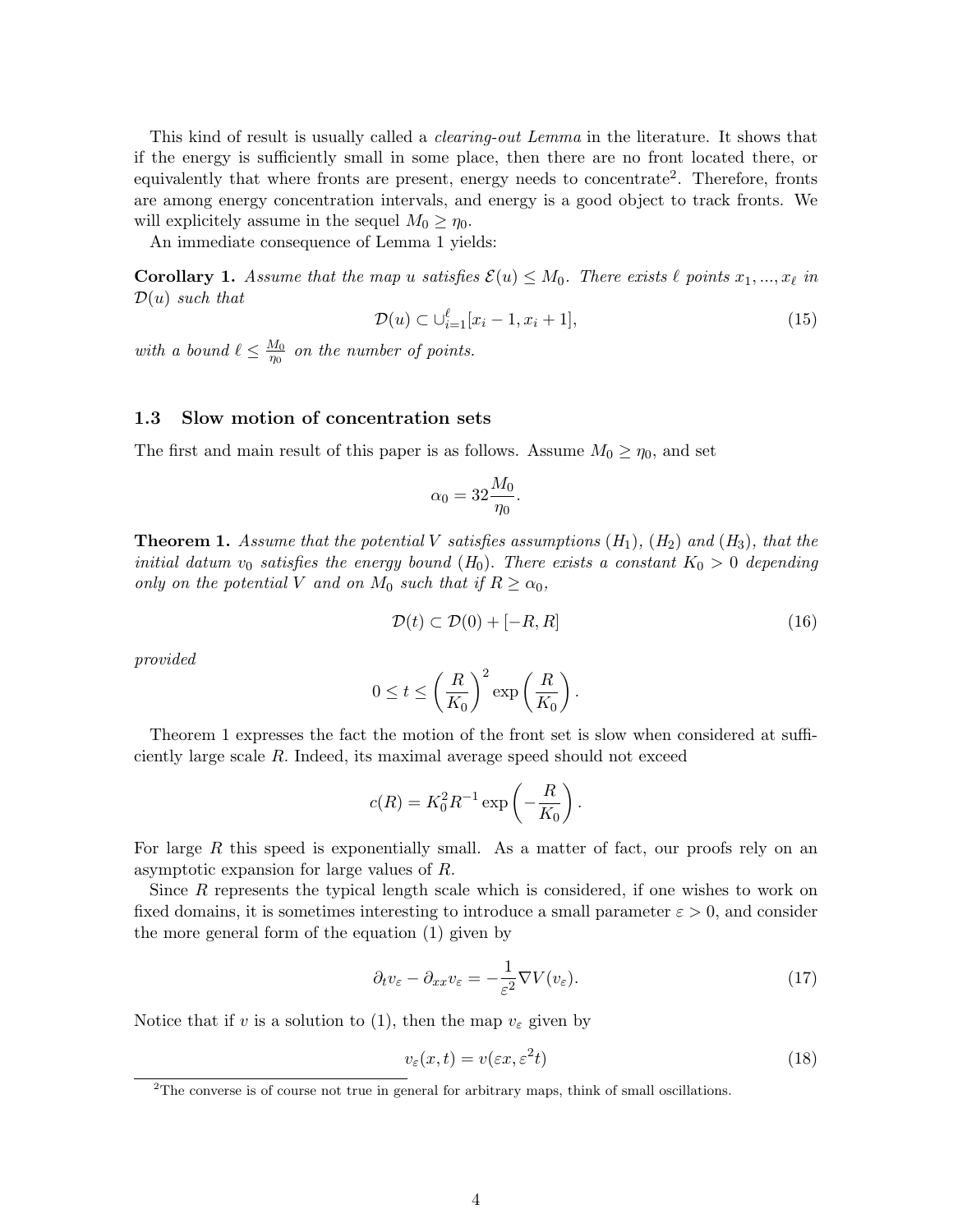This kind of result is usually called a *clearing-out Lemma* in the literature. It shows that if the energy is sufficiently small in some place, then there are no front located there, or equivalently that where fronts are present, energy needs to concentrate[2]. Therefore, fronts are among energy concentration intervals, and energy is a good object to track fronts. We will explicitely assume in the sequel $M_0 \geq \eta_0$.

An immediate consequence of Lemma 1 yields:

**Corollary 1.** *Assume that the map $u$ satisfies $\mathcal{E}(u) \leq M_0$. There exists $\ell$ points $x_1, ..., x_\ell$ in $\mathcal{D}(u)$ such that*

$$\mathcal{D}(u) \subset \cup_{i=1}^{\ell} [x_i - 1, x_i + 1], \tag{15}$$

*with a bound $\ell \leq \frac{M_0}{\eta_0}$ on the number of points.*

### 1.3 Slow motion of concentration sets

The first and main result of this paper is as follows. Assume $M_0 \geq \eta_0$, and set

$$\alpha_0 = 32 \frac{M_0}{\eta_0}.$$

**Theorem 1.** *Assume that the potential $V$ satisfies assumptions $(H_1)$, $(H_2)$ and $(H_3)$, that the initial datum $v_0$ satisfies the energy bound $(H_0)$. There exists a constant $K_0 > 0$ depending only on the potential $V$ and on $M_0$ such that if $R \geq \alpha_0$,*

$$\mathcal{D}(t) \subset \mathcal{D}(0) + [-R, R] \tag{16}$$

*provided*

$$0 \leq t \leq \left(\frac{R}{K_0}\right)^2 \exp\left(\frac{R}{K_0}\right).$$

Theorem 1 expresses the fact the motion of the front set is slow when considered at sufficiently large scale $R$. Indeed, its maximal average speed should not exceed

$$c(R) = K_0^2 R^{-1} \exp\left(-\frac{R}{K_0}\right).$$

For large $R$ this speed is exponentially small. As a matter of fact, our proofs rely on an asymptotic expansion for large values of $R$.

Since $R$ represents the typical length scale which is considered, if one wishes to work on fixed domains, it is sometimes interesting to introduce a small parameter $\varepsilon > 0$, and consider the more general form of the equation (1) given by

$$\partial_t v_\varepsilon - \partial_{xx} v_\varepsilon = -\frac{1}{\varepsilon^2} \nabla V(v_\varepsilon). \tag{17}$$

Notice that if $v$ is a solution to (1), then the map $v_\varepsilon$ given by

$$v_\varepsilon(x, t) = v(\varepsilon x, \varepsilon^2 t) \tag{18}$$

[2] The converse is of course not true in general for arbitrary maps, think of small oscillations.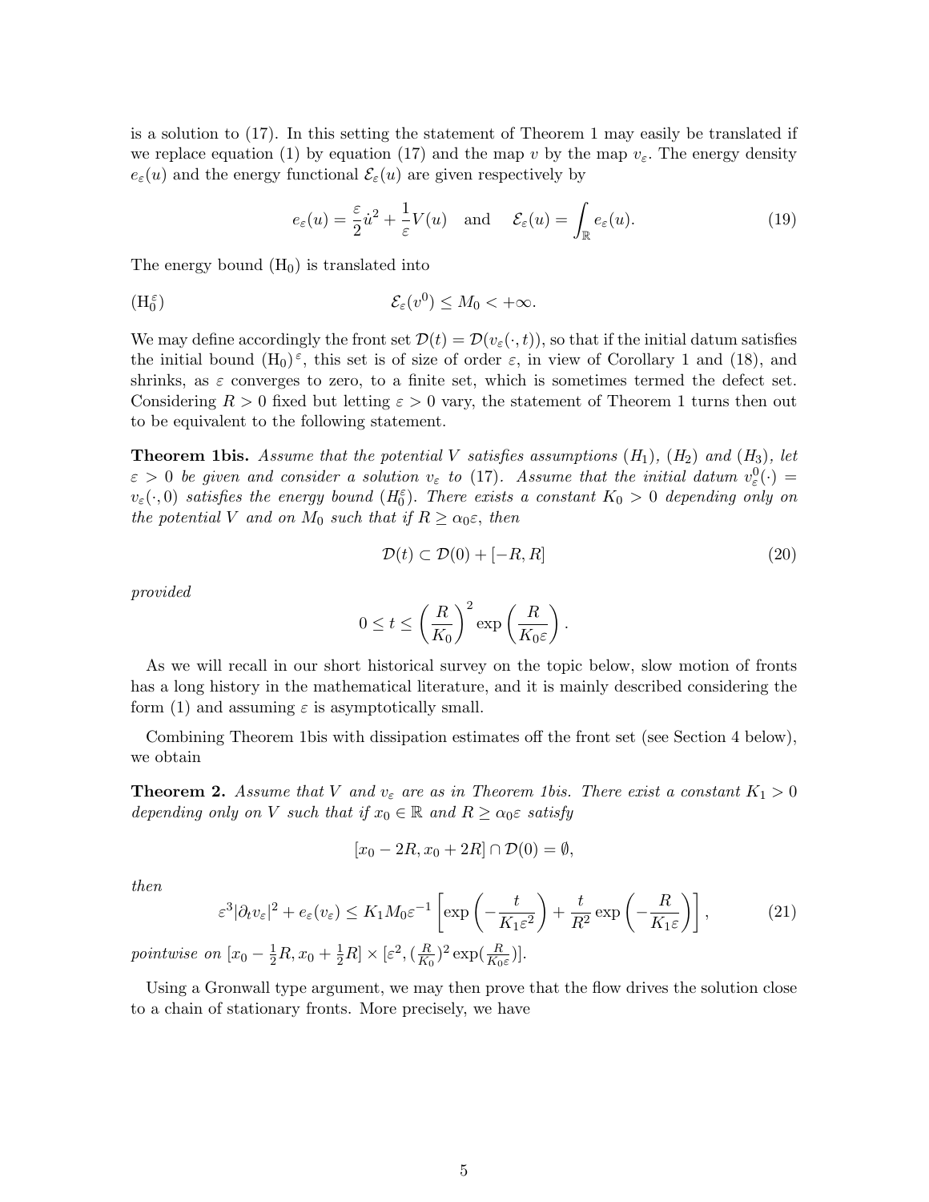is a solution to (17). In this setting the statement of Theorem 1 may easily be translated if we replace equation (1) by equation (17) and the map $v$ by the map $v_\varepsilon$. The energy density $e_\varepsilon(u)$ and the energy functional $\mathcal{E}_\varepsilon(u)$ are given respectively by

$$e_\varepsilon(u) = \frac{\varepsilon}{2}\dot{u}^2 + \frac{1}{\varepsilon}V(u) \quad \text{and} \quad \mathcal{E}_\varepsilon(u) = \int_{\mathbb{R}} e_\varepsilon(u). \tag{19}$$

The energy bound $(\mathrm{H}_0)$ is translated into

$$(\mathrm{H}_0^\varepsilon) \qquad\qquad \mathcal{E}_\varepsilon(v^0) \leq M_0 < +\infty.$$

We may define accordingly the front set $\mathcal{D}(t) = \mathcal{D}(v_\varepsilon(\cdot, t))$, so that if the initial datum satisfies the initial bound $(\mathrm{H}_0)^\varepsilon$, this set is of size of order $\varepsilon$, in view of Corollary 1 and (18), and shrinks, as $\varepsilon$ converges to zero, to a finite set, which is sometimes termed the defect set. Considering $R > 0$ fixed but letting $\varepsilon > 0$ vary, the statement of Theorem 1 turns then out to be equivalent to the following statement.

**Theorem 1bis.** *Assume that the potential $V$ satisfies assumptions $(H_1)$, $(H_2)$ and $(H_3)$, let $\varepsilon > 0$ be given and consider a solution $v_\varepsilon$ to (17). Assume that the initial datum $v_\varepsilon^0(\cdot) = v_\varepsilon(\cdot, 0)$ satisfies the energy bound $(H_0^\varepsilon)$. There exists a constant $K_0 > 0$ depending only on the potential $V$ and on $M_0$ such that if $R \geq \alpha_0 \varepsilon$, then*

$$\mathcal{D}(t) \subset \mathcal{D}(0) + [-R, R] \tag{20}$$

*provided*

$$0 \leq t \leq \left(\frac{R}{K_0}\right)^2 \exp\left(\frac{R}{K_0 \varepsilon}\right).$$

As we will recall in our short historical survey on the topic below, slow motion of fronts has a long history in the mathematical literature, and it is mainly described considering the form (1) and assuming $\varepsilon$ is asymptotically small.

Combining Theorem 1bis with dissipation estimates off the front set (see Section 4 below), we obtain

**Theorem 2.** *Assume that $V$ and $v_\varepsilon$ are as in Theorem 1bis. There exist a constant $K_1 > 0$ depending only on $V$ such that if $x_0 \in \mathbb{R}$ and $R \geq \alpha_0 \varepsilon$ satisfy*

$$[x_0 - 2R, x_0 + 2R] \cap \mathcal{D}(0) = \emptyset,$$

*then*

$$\varepsilon^3 |\partial_t v_\varepsilon|^2 + e_\varepsilon(v_\varepsilon) \leq K_1 M_0 \varepsilon^{-1} \left[\exp\left(-\frac{t}{K_1 \varepsilon^2}\right) + \frac{t}{R^2}\exp\left(-\frac{R}{K_1 \varepsilon}\right)\right], \tag{21}$$

*pointwise on $[x_0 - \frac{1}{2}R, x_0 + \frac{1}{2}R] \times [\varepsilon^2, (\frac{R}{K_0})^2 \exp(\frac{R}{K_0 \varepsilon})]$.*

Using a Gronwall type argument, we may then prove that the flow drives the solution close to a chain of stationary fronts. More precisely, we have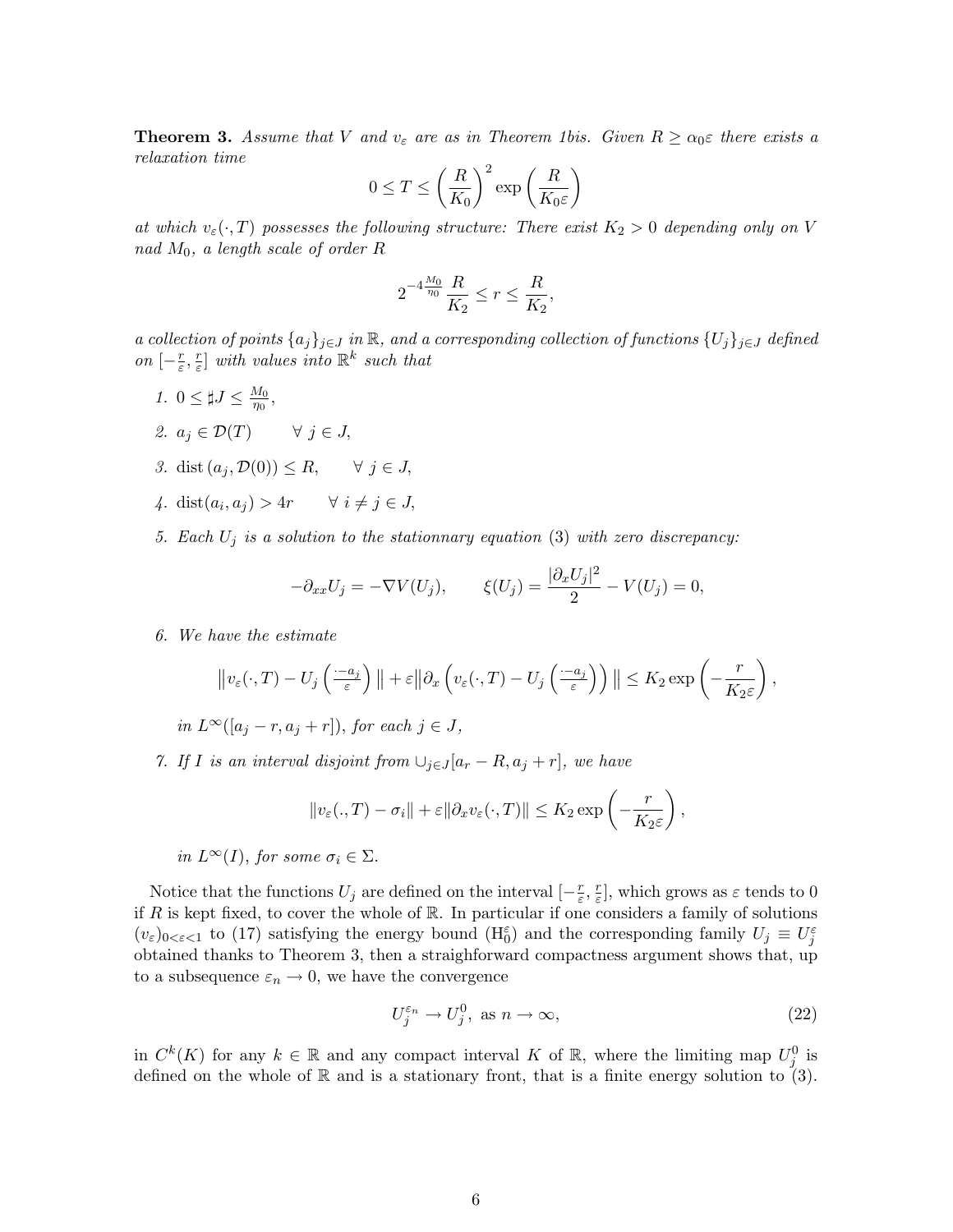**Theorem 3.** *Assume that $V$ and $v_\varepsilon$ are as in Theorem 1bis. Given $R \geq \alpha_0 \varepsilon$ there exists a relaxation time*

$$0 \leq T \leq \left(\frac{R}{K_0}\right)^2 \exp\left(\frac{R}{K_0 \varepsilon}\right)$$

*at which $v_\varepsilon(\cdot, T)$ possesses the following structure: There exist $K_2 > 0$ depending only on $V$ nad $M_0$, a length scale of order $R$*

$$2^{-4\frac{M_0}{\eta_0}} \frac{R}{K_2} \leq r \leq \frac{R}{K_2},$$

*a collection of points $\{a_j\}_{j \in J}$ in $\mathbb{R}$, and a corresponding collection of functions $\{U_j\}_{j \in J}$ defined on $[-\frac{r}{\varepsilon}, \frac{r}{\varepsilon}]$ with values into $\mathbb{R}^k$ such that*

1. $0 \leq \sharp J \leq \frac{M_0}{\eta_0}$,
2. $a_j \in \mathcal{D}(T) \qquad \forall\, j \in J$,
3. $\mathrm{dist}\,(a_j, \mathcal{D}(0)) \leq R, \qquad \forall\, j \in J$,
4. $\mathrm{dist}(a_i, a_j) > 4r \qquad \forall\, i \neq j \in J$,
5. *Each $U_j$ is a solution to the stationnary equation* (3) *with zero discrepancy:*

$$-\partial_{xx} U_j = -\nabla V(U_j), \qquad \xi(U_j) = \frac{|\partial_x U_j|^2}{2} - V(U_j) = 0,$$

6. *We have the estimate*

$$\left\| v_\varepsilon(\cdot, T) - U_j\left(\tfrac{\cdot - a_j}{\varepsilon}\right) \right\| + \varepsilon \left\| \partial_x \left( v_\varepsilon(\cdot, T) - U_j\left(\tfrac{\cdot - a_j}{\varepsilon}\right)\right) \right\| \leq K_2 \exp\left(-\frac{r}{K_2 \varepsilon}\right),$$

*in $L^\infty([a_j - r, a_j + r])$, for each $j \in J$,*

7. *If $I$ is an interval disjoint from $\cup_{j \in J}[a_r - R, a_j + r]$, we have*

$$\|v_\varepsilon(., T) - \sigma_i\| + \varepsilon \|\partial_x v_\varepsilon(\cdot, T)\| \leq K_2 \exp\left(-\frac{r}{K_2 \varepsilon}\right),$$

*in $L^\infty(I)$, for some $\sigma_i \in \Sigma$.*

Notice that the functions $U_j$ are defined on the interval $[-\frac{r}{\varepsilon}, \frac{r}{\varepsilon}]$, which grows as $\varepsilon$ tends to 0 if $R$ is kept fixed, to cover the whole of $\mathbb{R}$. In particular if one considers a family of solutions $(v_\varepsilon)_{0<\varepsilon<1}$ to (17) satisfying the energy bound ($\mathrm{H}_0^\varepsilon$) and the corresponding family $U_j \equiv U_j^\varepsilon$ obtained thanks to Theorem 3, then a straighforward compactness argument shows that, up to a subsequence $\varepsilon_n \to 0$, we have the convergence

$$U_j^{\varepsilon_n} \to U_j^0, \text{ as } n \to \infty, \tag{22}$$

in $C^k(K)$ for any $k \in \mathbb{R}$ and any compact interval $K$ of $\mathbb{R}$, where the limiting map $U_j^0$ is defined on the whole of $\mathbb{R}$ and is a stationary front, that is a finite energy solution to (3).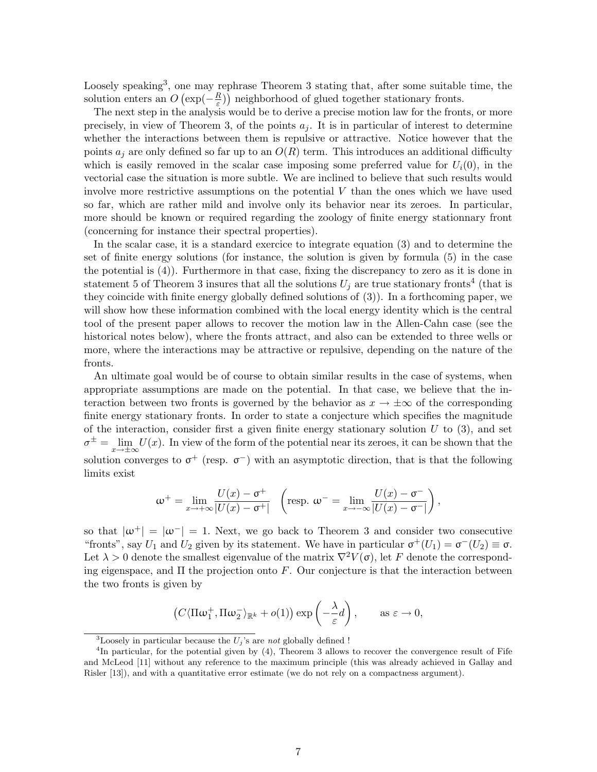Loosely speaking[3], one may rephrase Theorem 3 stating that, after some suitable time, the solution enters an $O\left(\exp(-\frac{R}{\varepsilon})\right)$ neighborhood of glued together stationary fronts.

The next step in the analysis would be to derive a precise motion law for the fronts, or more precisely, in view of Theorem 3, of the points $a_j$. It is in particular of interest to determine whether the interactions between them is repulsive or attractive. Notice however that the points $a_j$ are only defined so far up to an $O(R)$ term. This introduces an additional difficulty which is easily removed in the scalar case imposing some preferred value for $U_i(0)$, in the vectorial case the situation is more subtle. We are inclined to believe that such results would involve more restrictive assumptions on the potential $V$ than the ones which we have used so far, which are rather mild and involve only its behavior near its zeroes. In particular, more should be known or required regarding the zoology of finite energy stationnary front (concerning for instance their spectral properties).

In the scalar case, it is a standard exercice to integrate equation (3) and to determine the set of finite energy solutions (for instance, the solution is given by formula (5) in the case the potential is (4)). Furthermore in that case, fixing the discrepancy to zero as it is done in statement 5 of Theorem 3 insures that all the solutions $U_j$ are true stationary fronts[4] (that is they coincide with finite energy globally defined solutions of (3)). In a forthcoming paper, we will show how these information combined with the local energy identity which is the central tool of the present paper allows to recover the motion law in the Allen-Cahn case (see the historical notes below), where the fronts attract, and also can be extended to three wells or more, where the interactions may be attractive or repulsive, depending on the nature of the fronts.

An ultimate goal would be of course to obtain similar results in the case of systems, when appropriate assumptions are made on the potential. In that case, we believe that the interaction between two fronts is governed by the behavior as $x \to \pm\infty$ of the corresponding finite energy stationary fronts. In order to state a conjecture which specifies the magnitude of the interaction, consider first a given finite energy stationary solution $U$ to (3), and set $\sigma^{\pm} = \lim_{x\to\pm\infty} U(x)$. In view of the form of the potential near its zeroes, it can be shown that the solution converges to $\sigma^+$ (resp. $\sigma^-$) with an asymptotic direction, that is that the following limits exist

$$\omega^+ = \lim_{x\to+\infty} \frac{U(x) - \sigma^+}{|U(x) - \sigma^+|} \quad \left(\text{resp. } \omega^- = \lim_{x\to-\infty} \frac{U(x) - \sigma^-}{|U(x) - \sigma^-|}\right),$$

so that $|\omega^+| = |\omega^-| = 1$. Next, we go back to Theorem 3 and consider two consecutive "fronts", say $U_1$ and $U_2$ given by its statement. We have in particular $\sigma^+(U_1) = \sigma^-(U_2) \equiv \sigma$. Let $\lambda > 0$ denote the smallest eigenvalue of the matrix $\nabla^2 V(\sigma)$, let $F$ denote the corresponding eigenspace, and $\Pi$ the projection onto $F$. Our conjecture is that the interaction between the two fronts is given by

$$\left(C\langle \Pi\omega_1^+, \Pi\omega_2^-\rangle_{\mathbb{R}^k} + o(1)\right) \exp\left(-\frac{\lambda}{\varepsilon} d\right), \qquad \text{as } \varepsilon \to 0,$$

---

[3] Loosely in particular because the $U_j$'s are *not* globally defined !

[4] In particular, for the potential given by (4), Theorem 3 allows to recover the convergence result of Fife and McLeod [11] without any reference to the maximum principle (this was already achieved in Gallay and Risler [13]), and with a quantitative error estimate (we do not rely on a compactness argument).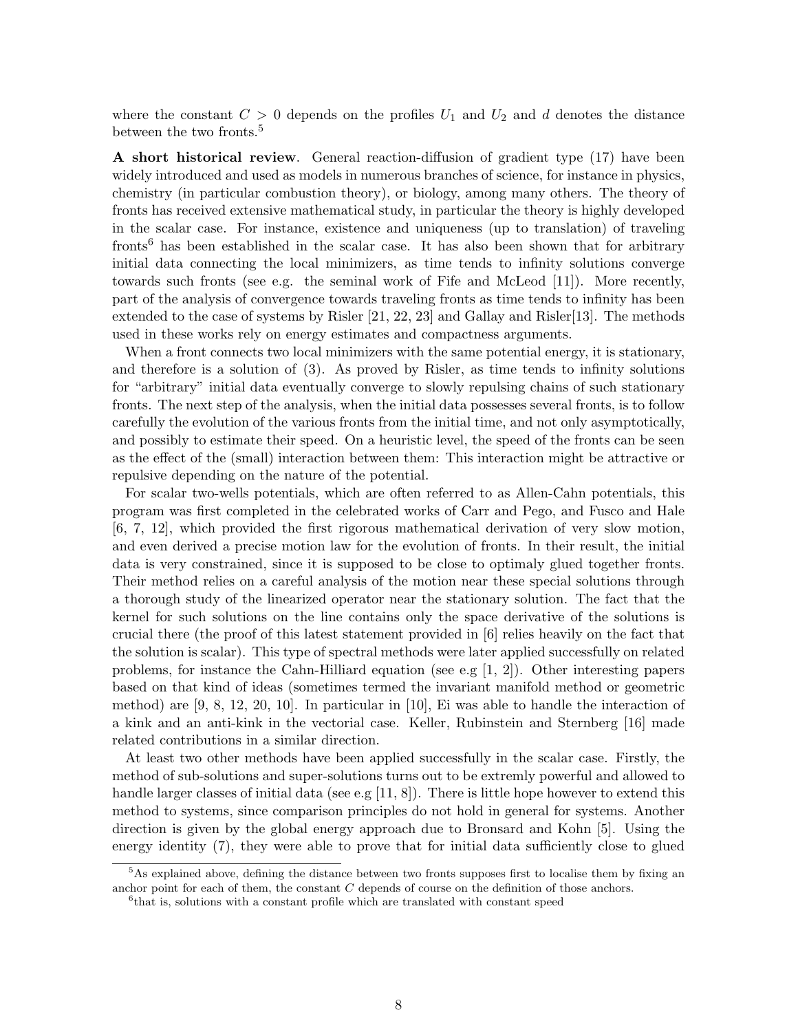where the constant $C > 0$ depends on the profiles $U_1$ and $U_2$ and $d$ denotes the distance between the two fronts.[5]

**A short historical review**. General reaction-diffusion of gradient type (17) have been widely introduced and used as models in numerous branches of science, for instance in physics, chemistry (in particular combustion theory), or biology, among many others. The theory of fronts has received extensive mathematical study, in particular the theory is highly developed in the scalar case. For instance, existence and uniqueness (up to translation) of traveling fronts[6] has been established in the scalar case. It has also been shown that for arbitrary initial data connecting the local minimizers, as time tends to infinity solutions converge towards such fronts (see e.g. the seminal work of Fife and McLeod [11]). More recently, part of the analysis of convergence towards traveling fronts as time tends to infinity has been extended to the case of systems by Risler [21, 22, 23] and Gallay and Risler[13]. The methods used in these works rely on energy estimates and compactness arguments.

When a front connects two local minimizers with the same potential energy, it is stationary, and therefore is a solution of (3). As proved by Risler, as time tends to infinity solutions for "arbitrary" initial data eventually converge to slowly repulsing chains of such stationary fronts. The next step of the analysis, when the initial data possesses several fronts, is to follow carefully the evolution of the various fronts from the initial time, and not only asymptotically, and possibly to estimate their speed. On a heuristic level, the speed of the fronts can be seen as the effect of the (small) interaction between them: This interaction might be attractive or repulsive depending on the nature of the potential.

For scalar two-wells potentials, which are often referred to as Allen-Cahn potentials, this program was first completed in the celebrated works of Carr and Pego, and Fusco and Hale [6, 7, 12], which provided the first rigorous mathematical derivation of very slow motion, and even derived a precise motion law for the evolution of fronts. In their result, the initial data is very constrained, since it is supposed to be close to optimaly glued together fronts. Their method relies on a careful analysis of the motion near these special solutions through a thorough study of the linearized operator near the stationary solution. The fact that the kernel for such solutions on the line contains only the space derivative of the solutions is crucial there (the proof of this latest statement provided in [6] relies heavily on the fact that the solution is scalar). This type of spectral methods were later applied successfully on related problems, for instance the Cahn-Hilliard equation (see e.g [1, 2]). Other interesting papers based on that kind of ideas (sometimes termed the invariant manifold method or geometric method) are [9, 8, 12, 20, 10]. In particular in [10], Ei was able to handle the interaction of a kink and an anti-kink in the vectorial case. Keller, Rubinstein and Sternberg [16] made related contributions in a similar direction.

At least two other methods have been applied successfully in the scalar case. Firstly, the method of sub-solutions and super-solutions turns out to be extremly powerful and allowed to handle larger classes of initial data (see e.g [11, 8]). There is little hope however to extend this method to systems, since comparison principles do not hold in general for systems. Another direction is given by the global energy approach due to Bronsard and Kohn [5]. Using the energy identity (7), they were able to prove that for initial data sufficiently close to glued

[5]As explained above, defining the distance between two fronts supposes first to localise them by fixing an anchor point for each of them, the constant $C$ depends of course on the definition of those anchors.

[6]that is, solutions with a constant profile which are translated with constant speed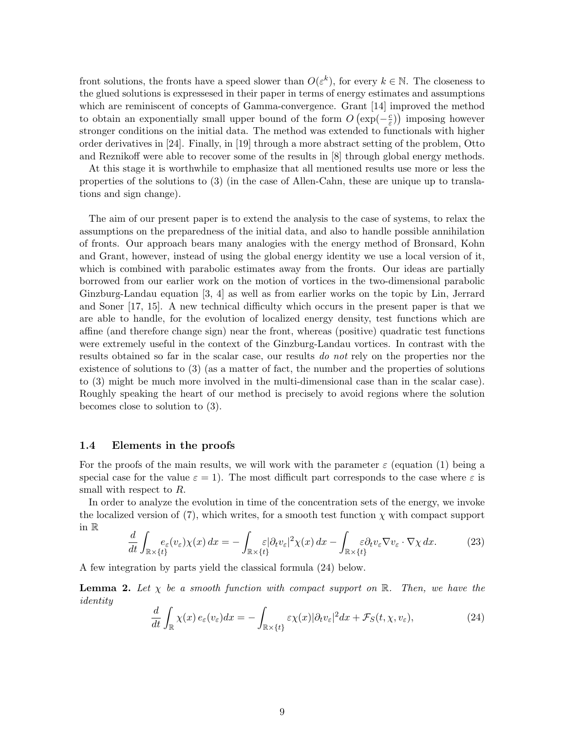front solutions, the fronts have a speed slower than $O(\varepsilon^k)$, for every $k \in \mathbb{N}$. The closeness to the glued solutions is expressesed in their paper in terms of energy estimates and assumptions which are reminiscent of concepts of Gamma-convergence. Grant [14] improved the method to obtain an exponentially small upper bound of the form $O\left(\exp(-\frac{c}{\varepsilon})\right)$ imposing however stronger conditions on the initial data. The method was extended to functionals with higher order derivatives in [24]. Finally, in [19] through a more abstract setting of the problem, Otto and Reznikoff were able to recover some of the results in [8] through global energy methods.

At this stage it is worthwhile to emphasize that all mentioned results use more or less the properties of the solutions to (3) (in the case of Allen-Cahn, these are unique up to translations and sign change).

The aim of our present paper is to extend the analysis to the case of systems, to relax the assumptions on the preparedness of the initial data, and also to handle possible annihilation of fronts. Our approach bears many analogies with the energy method of Bronsard, Kohn and Grant, however, instead of using the global energy identity we use a local version of it, which is combined with parabolic estimates away from the fronts. Our ideas are partially borrowed from our earlier work on the motion of vortices in the two-dimensional parabolic Ginzburg-Landau equation [3, 4] as well as from earlier works on the topic by Lin, Jerrard and Soner [17, 15]. A new technical difficulty which occurs in the present paper is that we are able to handle, for the evolution of localized energy density, test functions which are affine (and therefore change sign) near the front, whereas (positive) quadratic test functions were extremely useful in the context of the Ginzburg-Landau vortices. In contrast with the results obtained so far in the scalar case, our results *do not* rely on the properties nor the existence of solutions to (3) (as a matter of fact, the number and the properties of solutions to (3) might be much more involved in the multi-dimensional case than in the scalar case). Roughly speaking the heart of our method is precisely to avoid regions where the solution becomes close to solution to (3).

### 1.4 Elements in the proofs

For the proofs of the main results, we will work with the parameter $\varepsilon$ (equation (1) being a special case for the value $\varepsilon = 1$). The most difficult part corresponds to the case where $\varepsilon$ is small with respect to $R$.

In order to analyze the evolution in time of the concentration sets of the energy, we invoke the localized version of (7), which writes, for a smooth test function $\chi$ with compact support in $\mathbb{R}$

$$\frac{d}{dt}\int_{\mathbb{R}\times\{t\}} e_\varepsilon(v_\varepsilon)\chi(x)\,dx = -\int_{\mathbb{R}\times\{t\}} \varepsilon|\partial_t v_\varepsilon|^2\chi(x)\,dx - \int_{\mathbb{R}\times\{t\}} \varepsilon\partial_t v_\varepsilon \nabla v_\varepsilon\cdot\nabla\chi\,dx. \tag{23}$$

A few integration by parts yield the classical formula (24) below.

**Lemma 2.** *Let $\chi$ be a smooth function with compact support on $\mathbb{R}$. Then, we have the identity*

$$\frac{d}{dt}\int_{\mathbb{R}} \chi(x)\,e_\varepsilon(v_\varepsilon)dx = -\int_{\mathbb{R}\times\{t\}} \varepsilon\chi(x)|\partial_t v_\varepsilon|^2 dx + \mathcal{F}_S(t,\chi,v_\varepsilon), \tag{24}$$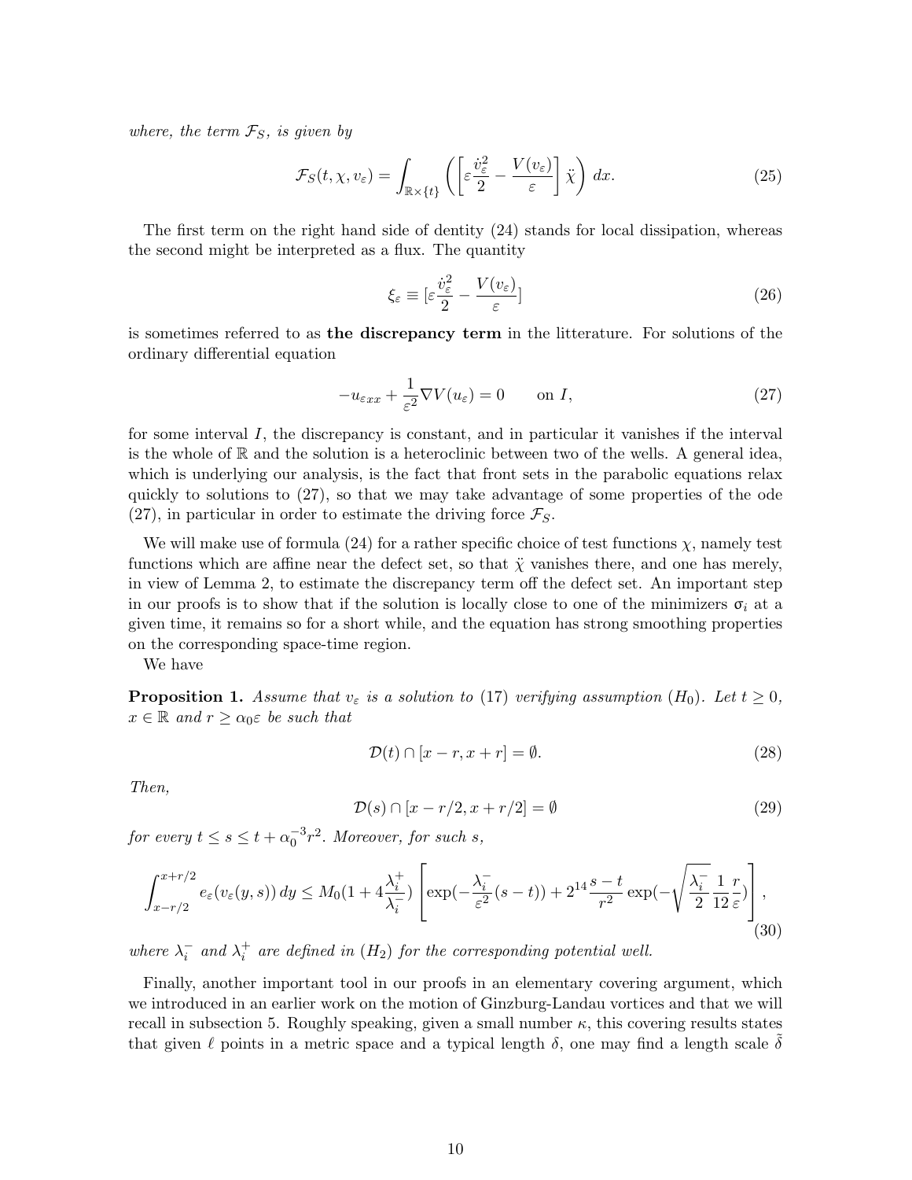*where, the term $\mathcal{F}_S$, is given by*

$$
\mathcal{F}_S(t, \chi, v_\varepsilon) = \int_{\mathbb{R}\times\{t\}} \left( \left[ \varepsilon \frac{\dot{v}_\varepsilon^2}{2} - \frac{V(v_\varepsilon)}{\varepsilon} \right] \ddot{\chi} \right) dx. \tag{25}
$$

The first term on the right hand side of dentity (24) stands for local dissipation, whereas the second might be interpreted as a flux. The quantity

$$
\xi_\varepsilon \equiv [\varepsilon \frac{\dot{v}_\varepsilon^2}{2} - \frac{V(v_\varepsilon)}{\varepsilon}] \tag{26}
$$

is sometimes referred to as **the discrepancy term** in the litterature. For solutions of the ordinary differential equation

$$
-u_{\varepsilon xx} + \frac{1}{\varepsilon^2} \nabla V(u_\varepsilon) = 0 \qquad \text{on } I, \tag{27}
$$

for some interval $I$, the discrepancy is constant, and in particular it vanishes if the interval is the whole of $\mathbb{R}$ and the solution is a heteroclinic between two of the wells. A general idea, which is underlying our analysis, is the fact that front sets in the parabolic equations relax quickly to solutions to (27), so that we may take advantage of some properties of the ode (27), in particular in order to estimate the driving force $\mathcal{F}_S$.

We will make use of formula (24) for a rather specific choice of test functions $\chi$, namely test functions which are affine near the defect set, so that $\ddot{\chi}$ vanishes there, and one has merely, in view of Lemma 2, to estimate the discrepancy term off the defect set. An important step in our proofs is to show that if the solution is locally close to one of the minimizers $\sigma_i$ at a given time, it remains so for a short while, and the equation has strong smoothing properties on the corresponding space-time region.

We have

**Proposition 1.** *Assume that $v_\varepsilon$ is a solution to (17) verifying assumption $(H_0)$. Let $t \geq 0$, $x \in \mathbb{R}$ and $r \geq \alpha_0\varepsilon$ be such that*

$$
\mathcal{D}(t) \cap [x - r, x + r] = \emptyset. \tag{28}
$$

*Then,*

$$
\mathcal{D}(s) \cap [x - r/2, x + r/2] = \emptyset \tag{29}
$$

*for every $t \leq s \leq t + \alpha_0^{-3} r^2$. Moreover, for such $s$,*

$$
\int_{x-r/2}^{x+r/2} e_\varepsilon(v_\varepsilon(y, s))\, dy \leq M_0 (1 + 4\frac{\lambda_i^+}{\lambda_i^-}) \left[ \exp(-\frac{\lambda_i^-}{\varepsilon^2}(s - t)) + 2^{14} \frac{s - t}{r^2} \exp(-\sqrt{\frac{\lambda_i^-}{2}} \frac{1}{12} \frac{r}{\varepsilon}) \right], \tag{30}
$$

*where $\lambda_i^-$ and $\lambda_i^+$ are defined in $(H_2)$ for the corresponding potential well.*

Finally, another important tool in our proofs in an elementary covering argument, which we introduced in an earlier work on the motion of Ginzburg-Landau vortices and that we will recall in subsection 5. Roughly speaking, given a small number $\kappa$, this covering results states that given $\ell$ points in a metric space and a typical length $\delta$, one may find a length scale $\tilde{\delta}$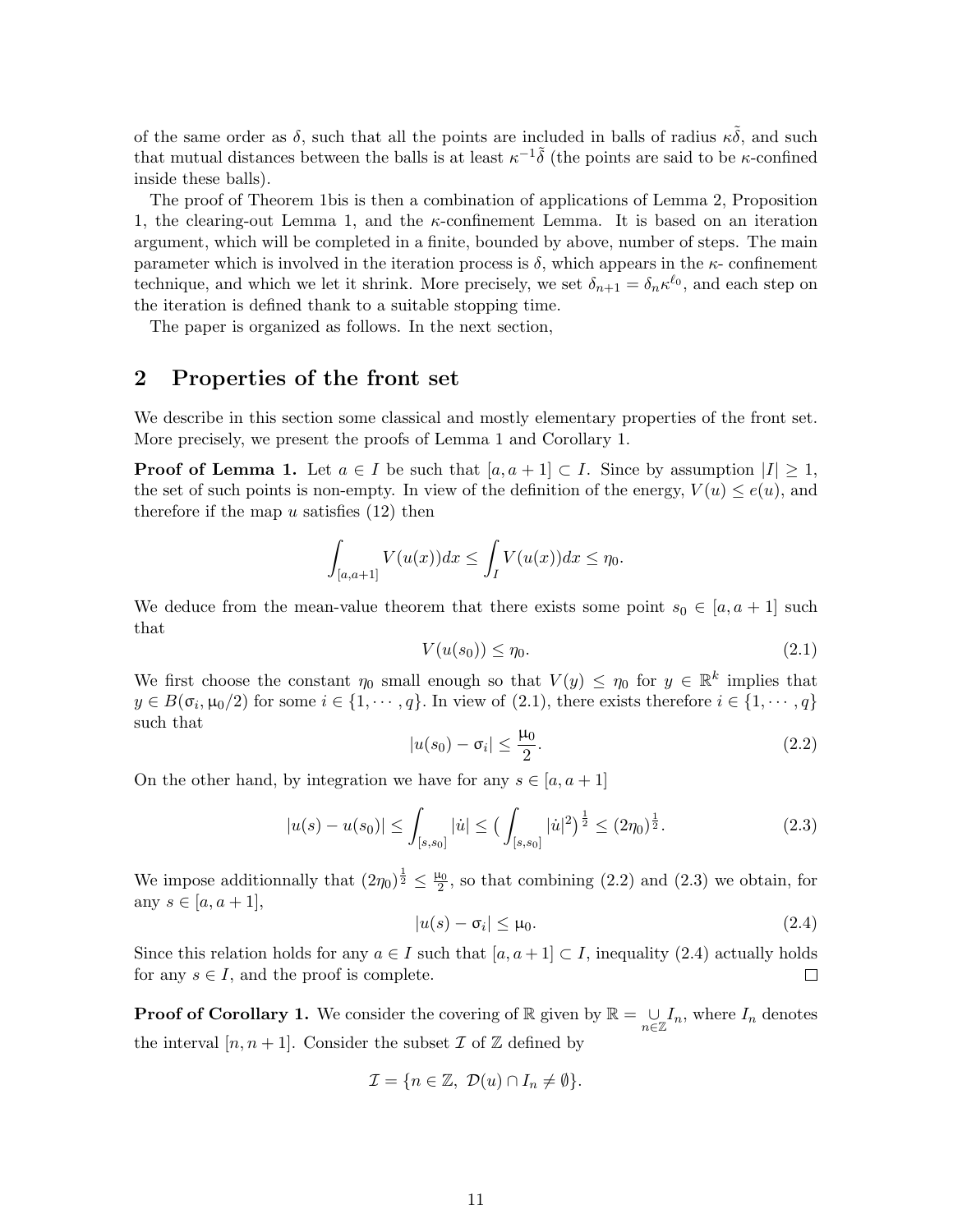of the same order as $\delta$, such that all the points are included in balls of radius $\kappa\tilde{\delta}$, and such that mutual distances between the balls is at least $\kappa^{-1}\tilde{\delta}$ (the points are said to be $\kappa$-confined inside these balls).

The proof of Theorem 1bis is then a combination of applications of Lemma 2, Proposition 1, the clearing-out Lemma 1, and the $\kappa$-confinement Lemma. It is based on an iteration argument, which will be completed in a finite, bounded by above, number of steps. The main parameter which is involved in the iteration process is $\delta$, which appears in the $\kappa$- confinement technique, and which we let it shrink. More precisely, we set $\delta_{n+1} = \delta_n \kappa^{\ell_0}$, and each step on the iteration is defined thank to a suitable stopping time.

The paper is organized as follows. In the next section,

## 2 Properties of the front set

We describe in this section some classical and mostly elementary properties of the front set. More precisely, we present the proofs of Lemma 1 and Corollary 1.

**Proof of Lemma 1.** Let $a \in I$ be such that $[a, a+1] \subset I$. Since by assumption $|I| \geq 1$, the set of such points is non-empty. In view of the definition of the energy, $V(u) \leq e(u)$, and therefore if the map $u$ satisfies (12) then

$$\int_{[a,a+1]} V(u(x))dx \leq \int_I V(u(x))dx \leq \eta_0.$$

We deduce from the mean-value theorem that there exists some point $s_0 \in [a, a+1]$ such that

$$V(u(s_0)) \leq \eta_0. \tag{2.1}$$

We first choose the constant $\eta_0$ small enough so that $V(y) \leq \eta_0$ for $y \in \mathbb{R}^k$ implies that $y \in B(\sigma_i, \mu_0/2)$ for some $i \in \{1, \cdots, q\}$. In view of (2.1), there exists therefore $i \in \{1, \cdots, q\}$ such that

$$|u(s_0) - \sigma_i| \leq \frac{\mu_0}{2}. \tag{2.2}$$

On the other hand, by integration we have for any $s \in [a, a+1]$

$$|u(s) - u(s_0)| \leq \int_{[s,s_0]} |\dot{u}| \leq \big(\int_{[s,s_0]} |\dot{u}|^2\big)^{\frac{1}{2}} \leq (2\eta_0)^{\frac{1}{2}}. \tag{2.3}$$

We impose additionnally that $(2\eta_0)^{\frac{1}{2}} \leq \frac{\mu_0}{2}$, so that combining (2.2) and (2.3) we obtain, for any $s \in [a, a+1]$,

$$|u(s) - \sigma_i| \leq \mu_0. \tag{2.4}$$

Since this relation holds for any $a \in I$ such that $[a, a+1] \subset I$, inequality (2.4) actually holds for any $s \in I$, and the proof is complete. $\square$

**Proof of Corollary 1.** We consider the covering of $\mathbb{R}$ given by $\mathbb{R} = \underset{n\in\mathbb{Z}}{\cup} I_n$, where $I_n$ denotes the interval $[n, n+1]$. Consider the subset $\mathcal{I}$ of $\mathbb{Z}$ defined by

$$\mathcal{I} = \{n \in \mathbb{Z},\ \mathcal{D}(u) \cap I_n \neq \emptyset\}.$$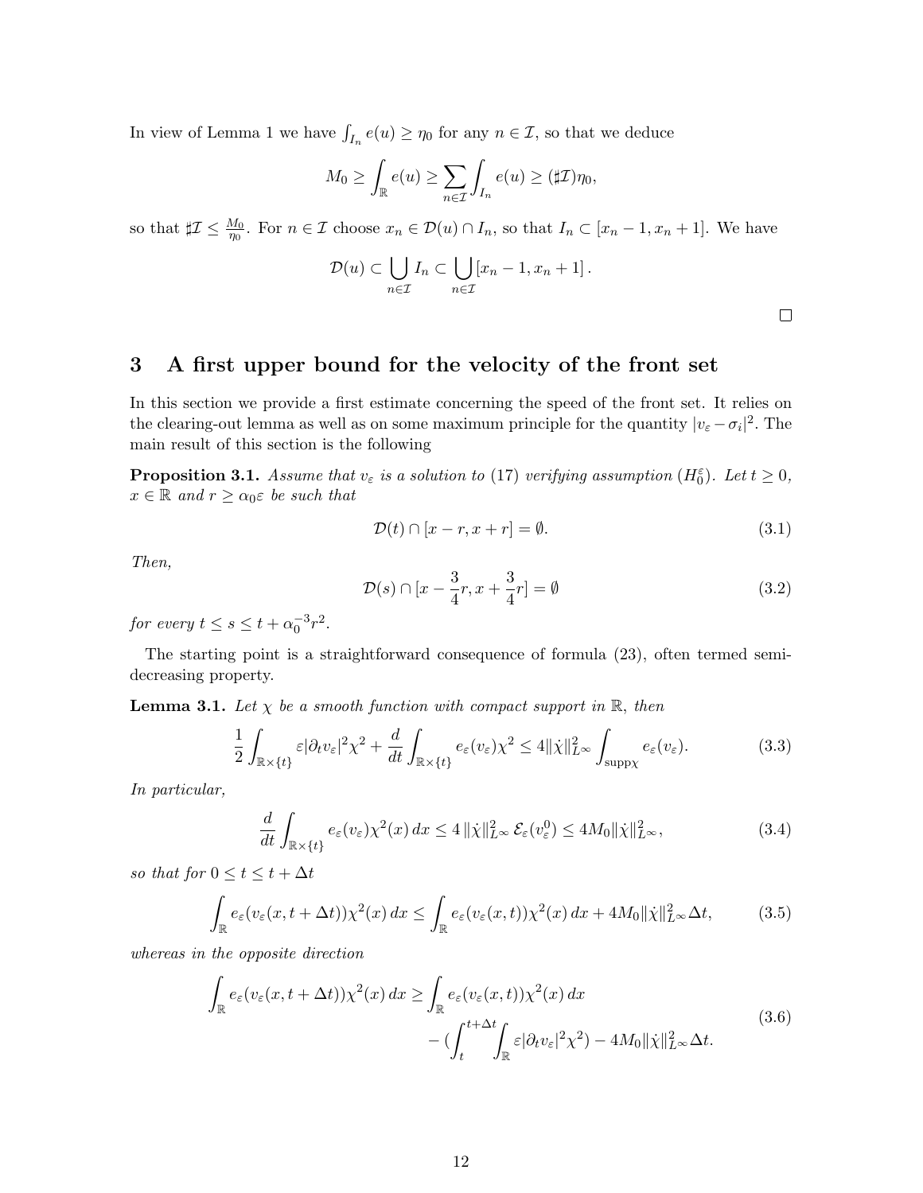In view of Lemma 1 we have $\int_{I_n} e(u) \geq \eta_0$ for any $n \in \mathcal{I}$, so that we deduce

$$M_0 \geq \int_{\mathbb{R}} e(u) \geq \sum_{n \in \mathcal{I}} \int_{I_n} e(u) \geq (\sharp \mathcal{I}) \eta_0,$$

so that $\sharp \mathcal{I} \leq \frac{M_0}{\eta_0}$. For $n \in \mathcal{I}$ choose $x_n \in \mathcal{D}(u) \cap I_n$, so that $I_n \subset [x_n - 1, x_n + 1]$. We have

$$\mathcal{D}(u) \subset \bigcup_{n \in \mathcal{I}} I_n \subset \bigcup_{n \in \mathcal{I}} [x_n - 1, x_n + 1].$$

□

## 3 A first upper bound for the velocity of the front set

In this section we provide a first estimate concerning the speed of the front set. It relies on the clearing-out lemma as well as on some maximum principle for the quantity $|v_\varepsilon - \sigma_i|^2$. The main result of this section is the following

**Proposition 3.1.** *Assume that $v_\varepsilon$ is a solution to (17) verifying assumption $(H_0^\varepsilon)$. Let $t \geq 0$, $x \in \mathbb{R}$ and $r \geq \alpha_0 \varepsilon$ be such that*

$$\mathcal{D}(t) \cap [x - r, x + r] = \emptyset. \tag{3.1}$$

*Then,*

$$\mathcal{D}(s) \cap [x - \frac{3}{4} r, x + \frac{3}{4} r] = \emptyset \tag{3.2}$$

*for every $t \leq s \leq t + \alpha_0^{-3} r^2$.*

The starting point is a straightforward consequence of formula (23), often termed semi-decreasing property.

**Lemma 3.1.** *Let $\chi$ be a smooth function with compact support in $\mathbb{R}$, then*

$$\frac{1}{2} \int_{\mathbb{R} \times \{t\}} \varepsilon |\partial_t v_\varepsilon|^2 \chi^2 + \frac{d}{dt} \int_{\mathbb{R} \times \{t\}} e_\varepsilon(v_\varepsilon) \chi^2 \leq 4 \|\dot{\chi}\|_{L^\infty}^2 \int_{\operatorname{supp} \chi} e_\varepsilon(v_\varepsilon). \tag{3.3}$$

*In particular,*

$$\frac{d}{dt} \int_{\mathbb{R} \times \{t\}} e_\varepsilon(v_\varepsilon) \chi^2(x)\, dx \leq 4 \, \|\dot{\chi}\|_{L^\infty}^2 \, \mathcal{E}_\varepsilon(v_\varepsilon^0) \leq 4 M_0 \|\dot{\chi}\|_{L^\infty}^2, \tag{3.4}$$

*so that for $0 \leq t \leq t + \Delta t$*

$$\int_{\mathbb{R}} e_\varepsilon(v_\varepsilon(x, t + \Delta t)) \chi^2(x)\, dx \leq \int_{\mathbb{R}} e_\varepsilon(v_\varepsilon(x, t)) \chi^2(x)\, dx + 4 M_0 \|\dot{\chi}\|_{L^\infty}^2 \Delta t, \tag{3.5}$$

*whereas in the opposite direction*

$$\begin{aligned} \int_{\mathbb{R}} e_\varepsilon(v_\varepsilon(x, t + \Delta t)) \chi^2(x)\, dx \geq & \int_{\mathbb{R}} e_\varepsilon(v_\varepsilon(x, t)) \chi^2(x)\, dx \\ & - \left(\int_t^{t + \Delta t} \int_{\mathbb{R}} \varepsilon |\partial_t v_\varepsilon|^2 \chi^2\right) - 4 M_0 \|\dot{\chi}\|_{L^\infty}^2 \Delta t. \end{aligned} \tag{3.6}$$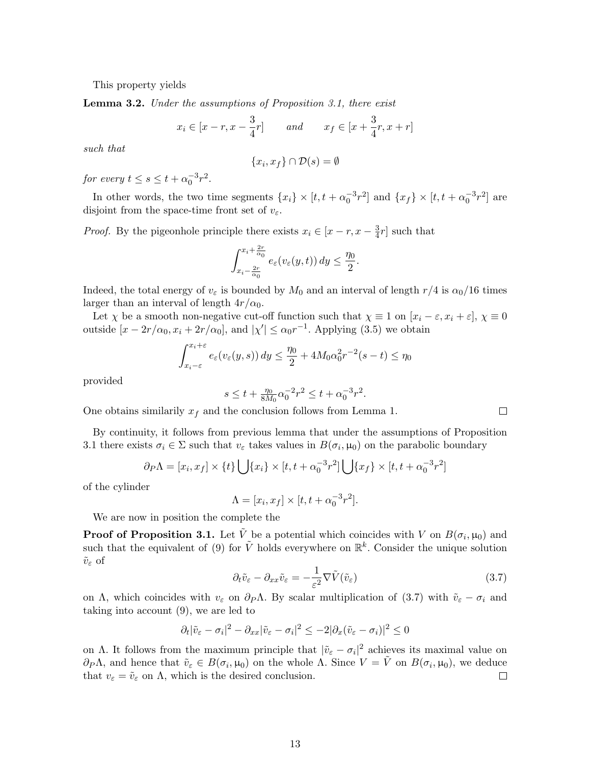This property yields

**Lemma 3.2.** *Under the assumptions of Proposition 3.1, there exist*

$$x_i \in [x - r, x - \frac{3}{4}r] \qquad \text{and} \qquad x_f \in [x + \frac{3}{4}r, x + r]$$

*such that*

$$\{x_i, x_f\} \cap \mathcal{D}(s) = \emptyset$$

*for every* $t \le s \le t + \alpha_0^{-3} r^2$.

In other words, the two time segments $\{x_i\} \times [t, t + \alpha_0^{-3} r^2]$ and $\{x_f\} \times [t, t + \alpha_0^{-3} r^2]$ are disjoint from the space-time front set of $v_\varepsilon$.

*Proof.* By the pigeonhole principle there exists $x_i \in [x - r, x - \frac{3}{4}r]$ such that

$$\int_{x_i - \frac{2r}{\alpha_0}}^{x_i + \frac{2r}{\alpha_0}} e_\varepsilon(v_\varepsilon(y, t))\, dy \le \frac{\eta_0}{2}.$$

Indeed, the total energy of $v_\varepsilon$ is bounded by $M_0$ and an interval of length $r/4$ is $\alpha_0/16$ times larger than an interval of length $4r/\alpha_0$.

Let $\chi$ be a smooth non-negative cut-off function such that $\chi \equiv 1$ on $[x_i - \varepsilon, x_i + \varepsilon]$, $\chi \equiv 0$ outside $[x - 2r/\alpha_0, x_i + 2r/\alpha_0]$, and $|\chi'| \le \alpha_0 r^{-1}$. Applying (3.5) we obtain

$$\int_{x_i - \varepsilon}^{x_i + \varepsilon} e_\varepsilon(v_\varepsilon(y, s))\, dy \le \frac{\eta_0}{2} + 4 M_0 \alpha_0^2 r^{-2}(s - t) \le \eta_0$$

provided

$$s \le t + \tfrac{\eta_0}{8M_0} \alpha_0^{-2} r^2 \le t + \alpha_0^{-3} r^2.$$

One obtains similarily $x_f$ and the conclusion follows from Lemma 1. $\square$

By continuity, it follows from previous lemma that under the assumptions of Proposition 3.1 there exists $\sigma_i \in \Sigma$ such that $v_\varepsilon$ takes values in $B(\sigma_i, \mu_0)$ on the parabolic boundary

$$\partial_P \Lambda = [x_i, x_f] \times \{t\} \bigcup \{x_i\} \times [t, t + \alpha_0^{-3} r^2] \bigcup \{x_f\} \times [t, t + \alpha_0^{-3} r^2]$$

of the cylinder

$$\Lambda = [x_i, x_f] \times [t, t + \alpha_0^{-3} r^2].$$

We are now in position the complete the

**Proof of Proposition 3.1.** Let $\tilde{V}$ be a potential which coincides with $V$ on $B(\sigma_i, \mu_0)$ and such that the equivalent of (9) for $\tilde{V}$ holds everywhere on $\mathbb{R}^k$. Consider the unique solution $\tilde{v}_\varepsilon$ of

$$\partial_t \tilde{v}_\varepsilon - \partial_{xx} \tilde{v}_\varepsilon = -\frac{1}{\varepsilon^2} \nabla \tilde{V}(\tilde{v}_\varepsilon) \tag{3.7}$$

on $\Lambda$, which coincides with $v_\varepsilon$ on $\partial_P \Lambda$. By scalar multiplication of (3.7) with $\tilde{v}_\varepsilon - \sigma_i$ and taking into account (9), we are led to

$$\partial_t |\tilde{v}_\varepsilon - \sigma_i|^2 - \partial_{xx} |\tilde{v}_\varepsilon - \sigma_i|^2 \le -2 |\partial_x(\tilde{v}_\varepsilon - \sigma_i)|^2 \le 0$$

on $\Lambda$. It follows from the maximum principle that $|\tilde{v}_\varepsilon - \sigma_i|^2$ achieves its maximal value on $\partial_P \Lambda$, and hence that $\tilde{v}_\varepsilon \in B(\sigma_i, \mu_0)$ on the whole $\Lambda$. Since $V = \tilde{V}$ on $B(\sigma_i, \mu_0)$, we deduce that $v_\varepsilon = \tilde{v}_\varepsilon$ on $\Lambda$, which is the desired conclusion. $\square$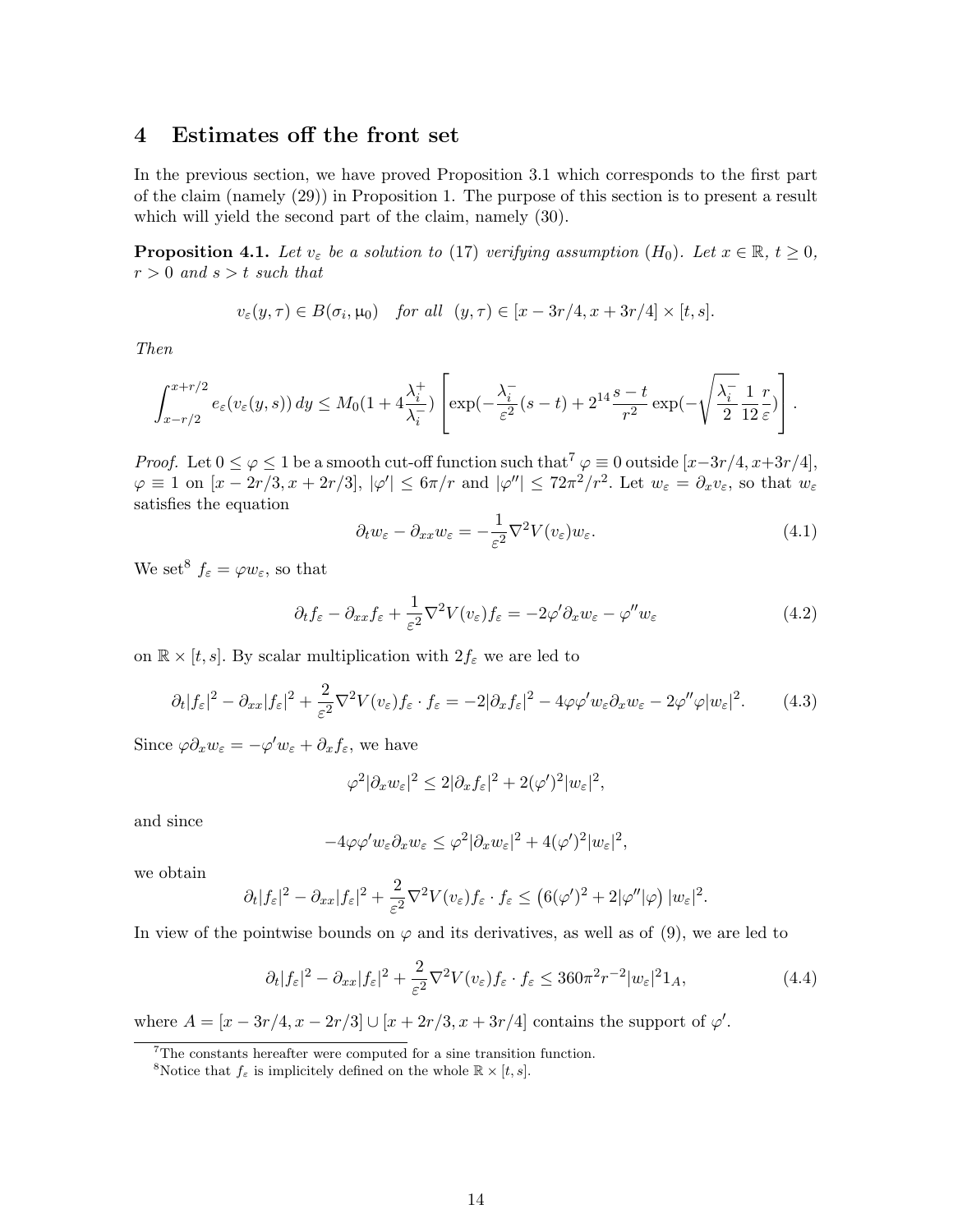## 4 Estimates off the front set

In the previous section, we have proved Proposition 3.1 which corresponds to the first part of the claim (namely (29)) in Proposition 1. The purpose of this section is to present a result which will yield the second part of the claim, namely (30).

**Proposition 4.1.** *Let $v_\varepsilon$ be a solution to* (17) *verifying assumption* $(H_0)$. *Let $x \in \mathbb{R}$, $t \geq 0$, $r > 0$ and $s > t$ such that*

$$v_\varepsilon(y,\tau) \in B(\sigma_i, \mu_0) \quad \textit{for all} \quad (y,\tau) \in [x - 3r/4, x + 3r/4] \times [t,s].$$

*Then*

$$\int_{x-r/2}^{x+r/2} e_\varepsilon(v_\varepsilon(y,s))\, dy \leq M_0 \left(1 + 4\frac{\lambda_i^+}{\lambda_i^-}\right) \left[ \exp\left(-\frac{\lambda_i^-}{\varepsilon^2}(s-t)\right) + 2^{14} \frac{s-t}{r^2} \exp\left(-\sqrt{\frac{\lambda_i^-}{2}} \frac{1}{12} \frac{r}{\varepsilon}\right) \right].$$

*Proof.* Let $0 \leq \varphi \leq 1$ be a smooth cut-off function such that[7] $\varphi \equiv 0$ outside $[x - 3r/4, x + 3r/4]$, $\varphi \equiv 1$ on $[x - 2r/3, x + 2r/3]$, $|\varphi'| \leq 6\pi/r$ and $|\varphi''| \leq 72\pi^2/r^2$. Let $w_\varepsilon = \partial_x v_\varepsilon$, so that $w_\varepsilon$ satisfies the equation

$$\partial_t w_\varepsilon - \partial_{xx} w_\varepsilon = -\frac{1}{\varepsilon^2} \nabla^2 V(v_\varepsilon) w_\varepsilon. \tag{4.1}$$

We set[8] $f_\varepsilon = \varphi w_\varepsilon$, so that

$$\partial_t f_\varepsilon - \partial_{xx} f_\varepsilon + \frac{1}{\varepsilon^2} \nabla^2 V(v_\varepsilon) f_\varepsilon = -2\varphi' \partial_x w_\varepsilon - \varphi'' w_\varepsilon \tag{4.2}$$

on $\mathbb{R} \times [t,s]$. By scalar multiplication with $2f_\varepsilon$ we are led to

$$\partial_t |f_\varepsilon|^2 - \partial_{xx} |f_\varepsilon|^2 + \frac{2}{\varepsilon^2} \nabla^2 V(v_\varepsilon) f_\varepsilon \cdot f_\varepsilon = -2|\partial_x f_\varepsilon|^2 - 4\varphi\varphi' w_\varepsilon \partial_x w_\varepsilon - 2\varphi''\varphi |w_\varepsilon|^2. \tag{4.3}$$

Since $\varphi \partial_x w_\varepsilon = -\varphi' w_\varepsilon + \partial_x f_\varepsilon$, we have

$$\varphi^2 |\partial_x w_\varepsilon|^2 \leq 2|\partial_x f_\varepsilon|^2 + 2(\varphi')^2 |w_\varepsilon|^2,$$

and since

$$-4\varphi\varphi' w_\varepsilon \partial_x w_\varepsilon \leq \varphi^2 |\partial_x w_\varepsilon|^2 + 4(\varphi')^2 |w_\varepsilon|^2,$$

we obtain

$$\partial_t |f_\varepsilon|^2 - \partial_{xx} |f_\varepsilon|^2 + \frac{2}{\varepsilon^2} \nabla^2 V(v_\varepsilon) f_\varepsilon \cdot f_\varepsilon \leq \left(6(\varphi')^2 + 2|\varphi''|\varphi\right) |w_\varepsilon|^2.$$

In view of the pointwise bounds on $\varphi$ and its derivatives, as well as of (9), we are led to

$$\partial_t |f_\varepsilon|^2 - \partial_{xx} |f_\varepsilon|^2 + \frac{2}{\varepsilon^2} \nabla^2 V(v_\varepsilon) f_\varepsilon \cdot f_\varepsilon \leq 360\pi^2 r^{-2} |w_\varepsilon|^2 1_A, \tag{4.4}$$

where $A = [x - 3r/4, x - 2r/3] \cup [x + 2r/3, x + 3r/4]$ contains the support of $\varphi'$.

---

[7] The constants hereafter were computed for a sine transition function.

[8] Notice that $f_\varepsilon$ is implicitely defined on the whole $\mathbb{R} \times [t,s]$.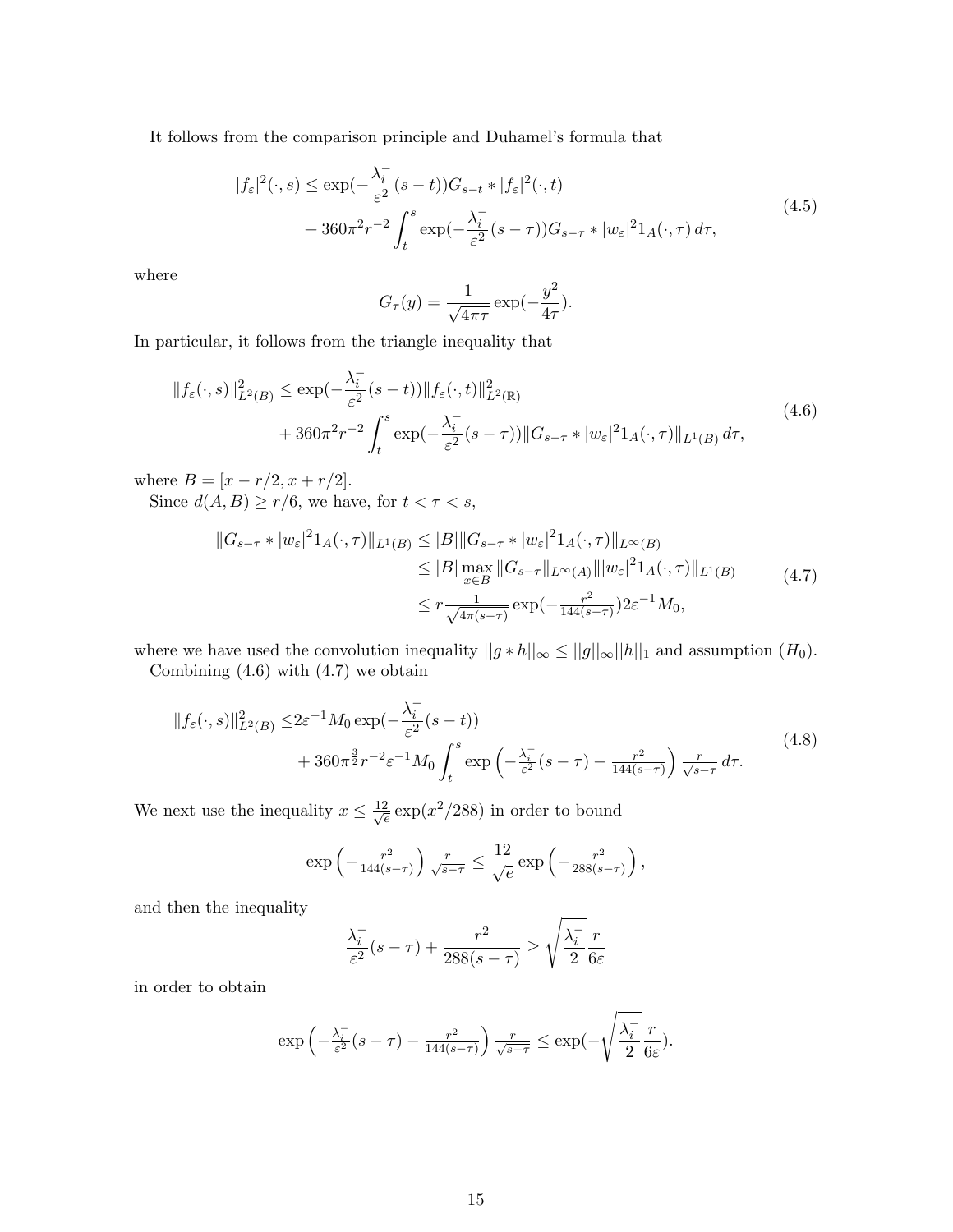It follows from the comparison principle and Duhamel's formula that

$$
\begin{aligned}
|f_\varepsilon|^2(\cdot,s) \le \exp(-\frac{\lambda_i^-}{\varepsilon^2}(s-t))G_{s-t} * |f_\varepsilon|^2(\cdot,t) \\
+ 360\pi^2 r^{-2}\int_t^s \exp(-\frac{\lambda_i^-}{\varepsilon^2}(s-\tau))G_{s-\tau} * |w_\varepsilon|^2 1_A(\cdot,\tau)\,d\tau,
\end{aligned}
\tag{4.5}
$$

where

$$
G_\tau(y) = \frac{1}{\sqrt{4\pi\tau}}\exp(-\frac{y^2}{4\tau}).
$$

In particular, it follows from the triangle inequality that

$$
\begin{aligned}
\|f_\varepsilon(\cdot,s)\|^2_{L^2(B)} \le \exp(-\frac{\lambda_i^-}{\varepsilon^2}(s-t))\|f_\varepsilon(\cdot,t)\|^2_{L^2(\mathbb{R})} \\
+ 360\pi^2 r^{-2}\int_t^s \exp(-\frac{\lambda_i^-}{\varepsilon^2}(s-\tau))\|G_{s-\tau} * |w_\varepsilon|^2 1_A(\cdot,\tau)\|_{L^1(B)}\,d\tau,
\end{aligned}
\tag{4.6}
$$

where $B = [x - r/2, x + r/2]$.

Since $d(A,B) \ge r/6$, we have, for $t < \tau < s$,

$$
\begin{aligned}
\|G_{s-\tau} * |w_\varepsilon|^2 1_A(\cdot,\tau)\|_{L^1(B)} &\le |B|\|G_{s-\tau} * |w_\varepsilon|^2 1_A(\cdot,\tau)\|_{L^\infty(B)} \\
&\le |B| \max_{x\in B}\|G_{s-\tau}\|_{L^\infty(A)}\||w_\varepsilon|^2 1_A(\cdot,\tau)\|_{L^1(B)} \\
&\le r\frac{1}{\sqrt{4\pi(s-\tau)}}\exp(-\frac{r^2}{144(s-\tau)})2\varepsilon^{-1}M_0,
\end{aligned}
\tag{4.7}
$$

where we have used the convolution inequality $||g*h||_\infty \le ||g||_\infty ||h||_1$ and assumption $(H_0)$.

Combining (4.6) with (4.7) we obtain

$$
\begin{aligned}
\|f_\varepsilon(\cdot,s)\|^2_{L^2(B)} \le & 2\varepsilon^{-1}M_0\exp(-\frac{\lambda_i^-}{\varepsilon^2}(s-t)) \\
&+ 360\pi^{\frac{3}{2}} r^{-2}\varepsilon^{-1}M_0\int_t^s \exp\left(-\tfrac{\lambda_i^-}{\varepsilon^2}(s-\tau) - \tfrac{r^2}{144(s-\tau)}\right)\tfrac{r}{\sqrt{s-\tau}}\,d\tau.
\end{aligned}
\tag{4.8}
$$

We next use the inequality $x \le \frac{12}{\sqrt{e}}\exp(x^2/288)$ in order to bound

$$
\exp\left(-\tfrac{r^2}{144(s-\tau)}\right)\tfrac{r}{\sqrt{s-\tau}} \le \frac{12}{\sqrt{e}}\exp\left(-\tfrac{r^2}{288(s-\tau)}\right),
$$

and then the inequality

$$
\frac{\lambda_i^-}{\varepsilon^2}(s-\tau) + \frac{r^2}{288(s-\tau)} \ge \sqrt{\frac{\lambda_i^-}{2}}\frac{r}{6\varepsilon}
$$

in order to obtain

$$
\exp\left(-\tfrac{\lambda_i^-}{\varepsilon^2}(s-\tau) - \tfrac{r^2}{144(s-\tau)}\right)\tfrac{r}{\sqrt{s-\tau}} \le \exp(-\sqrt{\frac{\lambda_i^-}{2}}\frac{r}{6\varepsilon}).
$$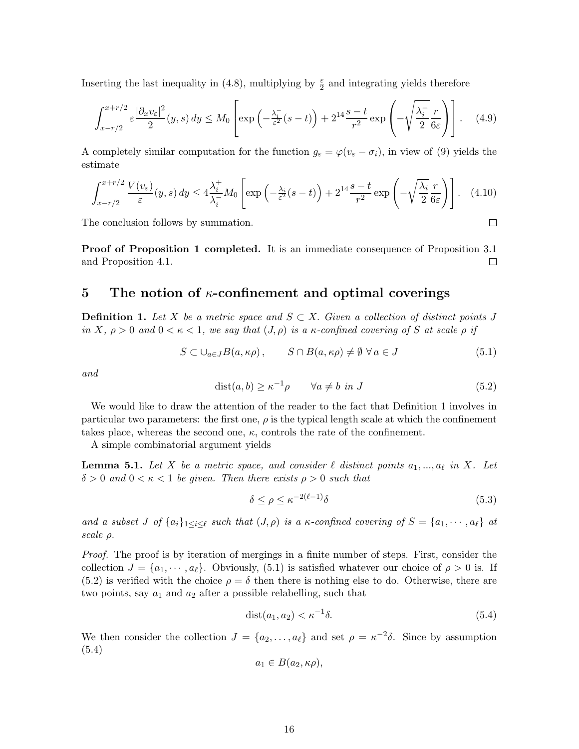Inserting the last inequality in (4.8), multiplying by $\frac{\varepsilon}{2}$ and integrating yields therefore

$$\int_{x-r/2}^{x+r/2} \varepsilon \frac{|\partial_x v_\varepsilon|^2}{2}(y,s)\,dy \leq M_0 \left[ \exp\left(-\tfrac{\lambda_i^-}{\varepsilon^2}(s-t)\right) + 2^{14}\frac{s-t}{r^2}\exp\left(-\sqrt{\frac{\lambda_i^-}{2}}\frac{r}{6\varepsilon}\right)\right]. \quad (4.9)$$

A completely similar computation for the function $g_\varepsilon = \varphi(v_\varepsilon - \sigma_i)$, in view of (9) yields the estimate

$$\int_{x-r/2}^{x+r/2} \frac{V(v_\varepsilon)}{\varepsilon}(y,s)\,dy \leq 4\frac{\lambda_i^+}{\lambda_i^-} M_0 \left[ \exp\left(-\tfrac{\lambda_i}{\varepsilon^2}(s-t)\right) + 2^{14}\frac{s-t}{r^2}\exp\left(-\sqrt{\frac{\lambda_i}{2}}\frac{r}{6\varepsilon}\right)\right]. \quad (4.10)$$

The conclusion follows by summation. ∎

**Proof of Proposition 1 completed.** It is an immediate consequence of Proposition 3.1 and Proposition 4.1. ∎

# 5 The notion of $\kappa$-confinement and optimal coverings

**Definition 1.** *Let $X$ be a metric space and $S \subset X$. Given a collection of distinct points $J$ in $X$, $\rho > 0$ and $0 < \kappa < 1$, we say that $(J, \rho)$ is a $\kappa$-confined covering of $S$ at scale $\rho$ if*

$$S \subset \cup_{a \in J} B(a, \kappa\rho), \qquad S \cap B(a, \kappa\rho) \neq \emptyset \ \forall\, a \in J \quad (5.1)$$

*and*

$$\mathrm{dist}(a,b) \geq \kappa^{-1}\rho \qquad \forall a \neq b \text{ in } J \quad (5.2)$$

We would like to draw the attention of the reader to the fact that Definition 1 involves in particular two parameters: the first one, $\rho$ is the typical length scale at which the confinement takes place, whereas the second one, $\kappa$, controls the rate of the confinement.

A simple combinatorial argument yields

**Lemma 5.1.** *Let $X$ be a metric space, and consider $\ell$ distinct points $a_1, ..., a_\ell$ in $X$. Let $\delta > 0$ and $0 < \kappa < 1$ be given. Then there exists $\rho > 0$ such that*

$$\delta \leq \rho \leq \kappa^{-2(\ell-1)}\delta \quad (5.3)$$

*and a subset $J$ of $\{a_i\}_{1\leq i\leq \ell}$ such that $(J,\rho)$ is a $\kappa$-confined covering of $S = \{a_1, \cdots, a_\ell\}$ at scale $\rho$.*

*Proof.* The proof is by iteration of mergings in a finite number of steps. First, consider the collection $J = \{a_1, \cdots, a_\ell\}$. Obviously, (5.1) is satisfied whatever our choice of $\rho > 0$ is. If (5.2) is verified with the choice $\rho = \delta$ then there is nothing else to do. Otherwise, there are two points, say $a_1$ and $a_2$ after a possible relabelling, such that

$$\mathrm{dist}(a_1, a_2) < \kappa^{-1}\delta. \quad (5.4)$$

We then consider the collection $J = \{a_2, \ldots, a_\ell\}$ and set $\rho = \kappa^{-2}\delta$. Since by assumption (5.4)

$$a_1 \in B(a_2, \kappa\rho),$$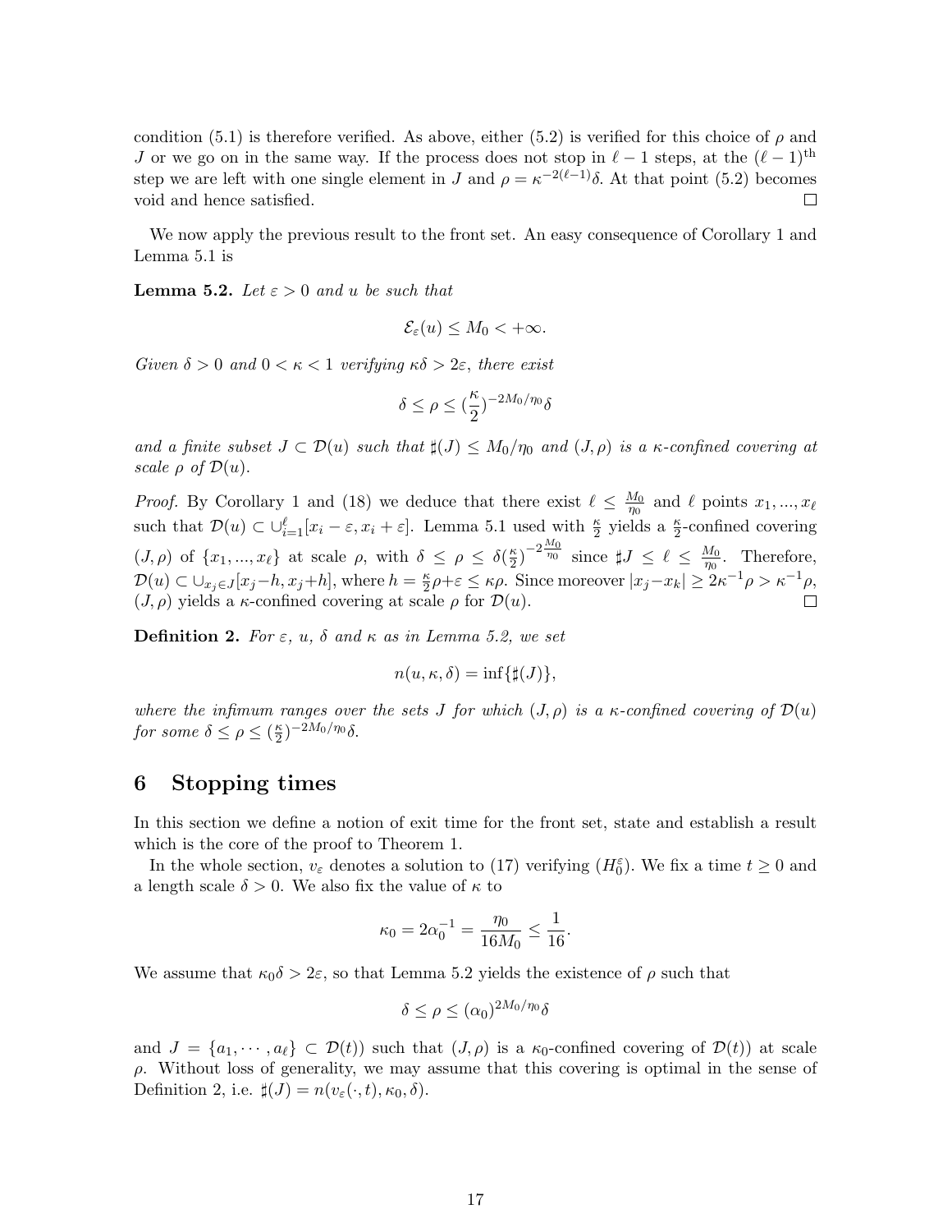condition (5.1) is therefore verified. As above, either (5.2) is verified for this choice of $\rho$ and $J$ or we go on in the same way. If the process does not stop in $\ell - 1$ steps, at the $(\ell-1)^{\text{th}}$ step we are left with one single element in $J$ and $\rho = \kappa^{-2(\ell-1)}\delta$. At that point (5.2) becomes void and hence satisfied. $\square$

We now apply the previous result to the front set. An easy consequence of Corollary 1 and Lemma 5.1 is

**Lemma 5.2.** *Let $\varepsilon > 0$ and $u$ be such that*

$$\mathcal{E}_\varepsilon(u) \le M_0 < +\infty.$$

*Given $\delta > 0$ and $0 < \kappa < 1$ verifying $\kappa\delta > 2\varepsilon$, there exist*

$$\delta \le \rho \le (\frac{\kappa}{2})^{-2M_0/\eta_0}\delta$$

*and a finite subset $J \subset \mathcal{D}(u)$ such that $\sharp(J) \le M_0/\eta_0$ and $(J, \rho)$ is a $\kappa$-confined covering at scale $\rho$ of $\mathcal{D}(u)$.*

*Proof.* By Corollary 1 and (18) we deduce that there exist $\ell \le \frac{M_0}{\eta_0}$ and $\ell$ points $x_1, ..., x_\ell$ such that $\mathcal{D}(u) \subset \cup_{i=1}^{\ell}[x_i - \varepsilon, x_i + \varepsilon]$. Lemma 5.1 used with $\frac{\kappa}{2}$ yields a $\frac{\kappa}{2}$-confined covering $(J, \rho)$ of $\{x_1, ..., x_\ell\}$ at scale $\rho$, with $\delta \le \rho \le \delta(\frac{\kappa}{2})^{-2\frac{M_0}{\eta_0}}$ since $\sharp J \le \ell \le \frac{M_0}{\eta_0}$. Therefore, $\mathcal{D}(u) \subset \cup_{x_j \in J}[x_j - h, x_j + h]$, where $h = \frac{\kappa}{2}\rho + \varepsilon \le \kappa\rho$. Since moreover $|x_j - x_k| \ge 2\kappa^{-1}\rho > \kappa^{-1}\rho$, $(J, \rho)$ yields a $\kappa$-confined covering at scale $\rho$ for $\mathcal{D}(u)$. $\square$

**Definition 2.** *For $\varepsilon$, $u$, $\delta$ and $\kappa$ as in Lemma 5.2, we set*

$$n(u, \kappa, \delta) = \inf\{\sharp(J)\},$$

*where the infimum ranges over the sets $J$ for which $(J, \rho)$ is a $\kappa$-confined covering of $\mathcal{D}(u)$ for some $\delta \le \rho \le (\frac{\kappa}{2})^{-2M_0/\eta_0}\delta$.*

# 6 Stopping times

In this section we define a notion of exit time for the front set, state and establish a result which is the core of the proof to Theorem 1.

In the whole section, $v_\varepsilon$ denotes a solution to (17) verifying $(H_0^\varepsilon)$. We fix a time $t \ge 0$ and a length scale $\delta > 0$. We also fix the value of $\kappa$ to

$$\kappa_0 = 2\alpha_0^{-1} = \frac{\eta_0}{16M_0} \le \frac{1}{16}.$$

We assume that $\kappa_0\delta > 2\varepsilon$, so that Lemma 5.2 yields the existence of $\rho$ such that

$$\delta \le \rho \le (\alpha_0)^{2M_0/\eta_0}\delta$$

and $J = \{a_1, \cdots, a_\ell\} \subset \mathcal{D}(t))$ such that $(J, \rho)$ is a $\kappa_0$-confined covering of $\mathcal{D}(t))$ at scale $\rho$. Without loss of generality, we may assume that this covering is optimal in the sense of Definition 2, i.e. $\sharp(J) = n(v_\varepsilon(\cdot, t), \kappa_0, \delta)$.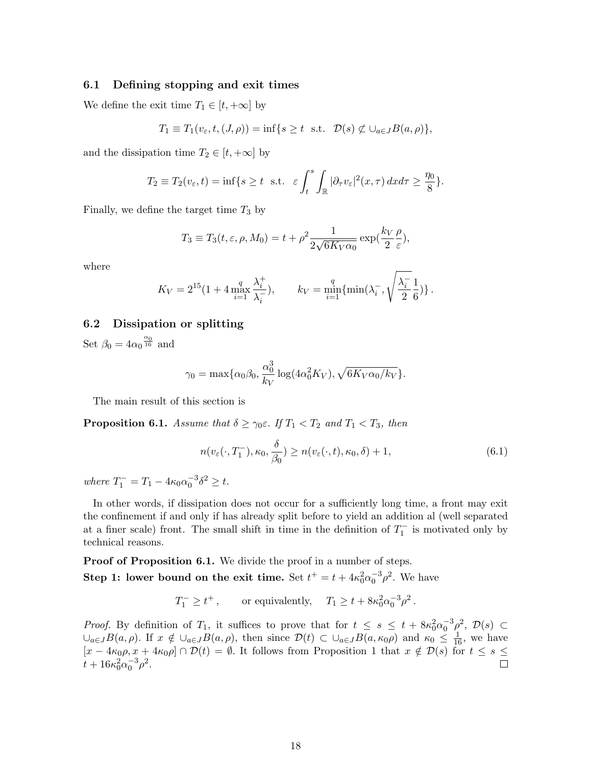### 6.1 Defining stopping and exit times

We define the exit time $T_1 \in [t, +\infty]$ by

$$T_1 \equiv T_1(v_\varepsilon, t, (J, \rho)) = \inf\{s \geq t \ \text{ s.t. } \ \mathcal{D}(s) \not\subset \cup_{a \in J} B(a, \rho)\},$$

and the dissipation time $T_2 \in [t, +\infty]$ by

$$T_2 \equiv T_2(v_\varepsilon, t) = \inf\{s \geq t \ \text{ s.t. } \ \varepsilon \int_t^s \int_{\mathbb{R}} |\partial_\tau v_\varepsilon|^2(x, \tau)\, dx d\tau \geq \frac{\eta_0}{8}\}.$$

Finally, we define the target time $T_3$ by

$$T_3 \equiv T_3(t, \varepsilon, \rho, M_0) = t + \rho^2 \frac{1}{2\sqrt{6K_V \alpha_0}} \exp(\frac{k_V}{2} \frac{\rho}{\varepsilon}),$$

where

$$K_V = 2^{15}(1 + 4 \max_{i=1}^{q} \frac{\lambda_i^+}{\lambda_i^-}), \qquad k_V = \min_{i=1}^{q}\{\min(\lambda_i^-, \sqrt{\frac{\lambda_i^-}{2}} \frac{1}{6})\}\,.$$

### 6.2 Dissipation or splitting

Set $\beta_0 = 4\alpha_0^{\frac{\alpha_0}{16}}$ and

$$\gamma_0 = \max\{\alpha_0 \beta_0, \frac{\alpha_0^3}{k_V} \log(4\alpha_0^2 K_V), \sqrt{6K_V \alpha_0 / k_V}\}.$$

The main result of this section is

**Proposition 6.1.** *Assume that $\delta \geq \gamma_0 \varepsilon$. If $T_1 < T_2$ and $T_1 < T_3$, then*

$$n(v_\varepsilon(\cdot, T_1^-), \kappa_0, \frac{\delta}{\beta_0}) \geq n(v_\varepsilon(\cdot, t), \kappa_0, \delta) + 1, \tag{6.1}$$

*where $T_1^- = T_1 - 4\kappa_0 \alpha_0^{-3} \delta^2 \geq t$.*

In other words, if dissipation does not occur for a sufficiently long time, a front may exit the confinement if and only if has already split before to yield an addition al (well separated at a finer scale) front. The small shift in time in the definition of $T_1^-$ is motivated only by technical reasons.

**Proof of Proposition 6.1.** We divide the proof in a number of steps.

**Step 1: lower bound on the exit time.** Set $t^+ = t + 4\kappa_0^2 \alpha_0^{-3} \rho^2$. We have

$$T_1^- \geq t^+\,, \qquad \text{or equivalently,} \quad T_1 \geq t + 8\kappa_0^2 \alpha_0^{-3} \rho^2\,.$$

*Proof.* By definition of $T_1$, it suffices to prove that for $t \leq s \leq t + 8\kappa_0^2 \alpha_0^{-3} \rho^2$, $\mathcal{D}(s) \subset \cup_{a \in J} B(a, \rho)$. If $x \notin \cup_{a \in J} B(a, \rho)$, then since $\mathcal{D}(t) \subset \cup_{a \in J} B(a, \kappa_0 \rho)$ and $\kappa_0 \leq \frac{1}{16}$, we have $[x - 4\kappa_0 \rho, x + 4\kappa_0 \rho] \cap \mathcal{D}(t) = \emptyset$. It follows from Proposition 1 that $x \notin \mathcal{D}(s)$ for $t \leq s \leq t + 16\kappa_0^2 \alpha_0^{-3} \rho^2$. $\square$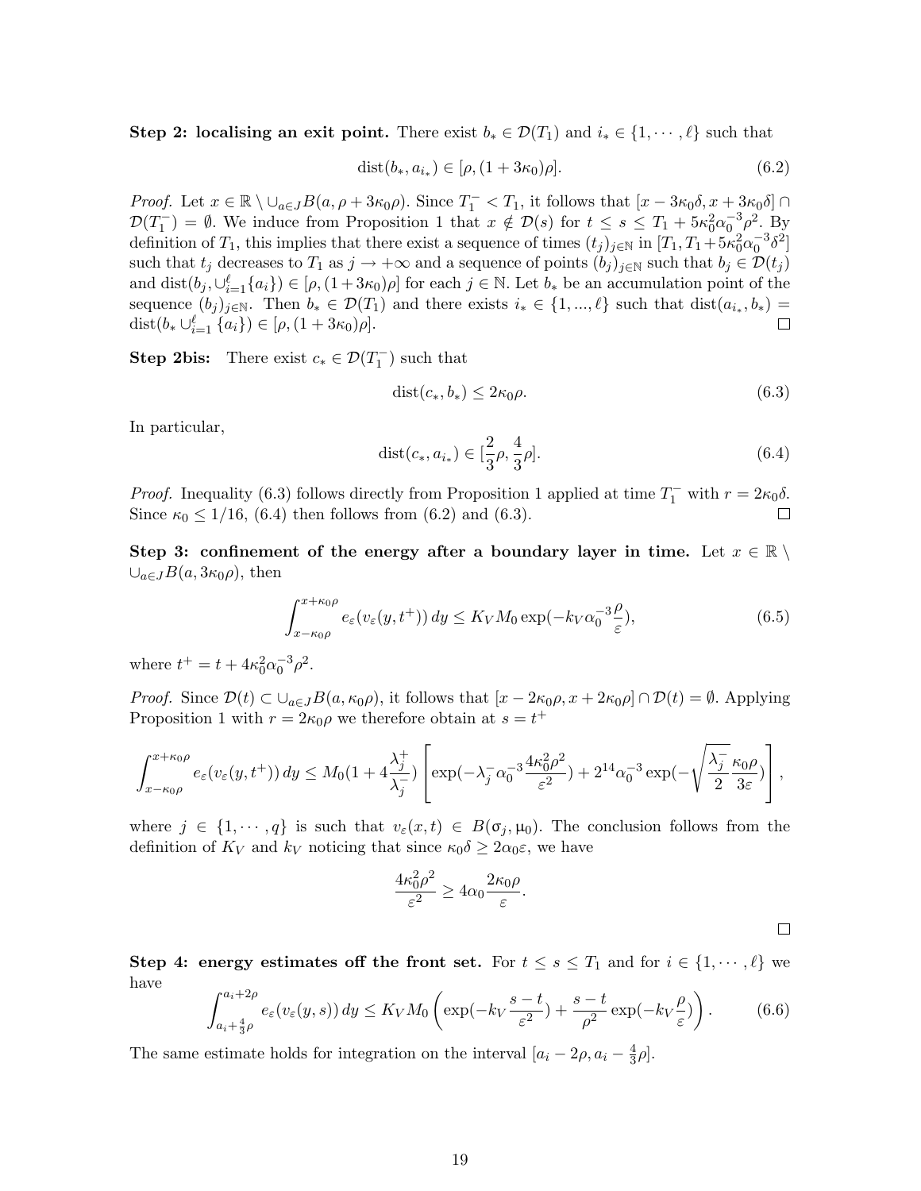**Step 2: localising an exit point.** There exist $b_* \in \mathcal{D}(T_1)$ and $i_* \in \{1, \cdots, \ell\}$ such that

$$\operatorname{dist}(b_*, a_{i_*}) \in [\rho, (1+3\kappa_0)\rho]. \tag{6.2}$$

*Proof.* Let $x \in \mathbb{R} \setminus \cup_{a \in J} B(a, \rho + 3\kappa_0 \rho)$. Since $T_1^- < T_1$, it follows that $[x - 3\kappa_0\delta, x + 3\kappa_0\delta] \cap \mathcal{D}(T_1^-) = \emptyset$. We induce from Proposition 1 that $x \notin \mathcal{D}(s)$ for $t \leq s \leq T_1 + 5\kappa_0^2 \alpha_0^{-3} \rho^2$. By definition of $T_1$, this implies that there exist a sequence of times $(t_j)_{j\in\mathbb{N}}$ in $[T_1, T_1 + 5\kappa_0^2\alpha_0^{-3}\delta^2]$ such that $t_j$ decreases to $T_1$ as $j \to +\infty$ and a sequence of points $(b_j)_{j\in\mathbb{N}}$ such that $b_j \in \mathcal{D}(t_j)$ and $\operatorname{dist}(b_j, \cup_{i=1}^{\ell}\{a_i\}) \in [\rho, (1+3\kappa_0)\rho]$ for each $j \in \mathbb{N}$. Let $b_*$ be an accumulation point of the sequence $(b_j)_{j\in\mathbb{N}}$. Then $b_* \in \mathcal{D}(T_1)$ and there exists $i_* \in \{1, ..., \ell\}$ such that $\operatorname{dist}(a_{i_*}, b_*) = \operatorname{dist}(b_* \cup_{i=1}^{\ell} \{a_i\}) \in [\rho, (1+3\kappa_0)\rho]$. □

**Step 2bis:** There exist $c_* \in \mathcal{D}(T_1^-)$ such that

$$\operatorname{dist}(c_*, b_*) \leq 2\kappa_0 \rho. \tag{6.3}$$

In particular,

$$\operatorname{dist}(c_*, a_{i_*}) \in [\frac{2}{3}\rho, \frac{4}{3}\rho]. \tag{6.4}$$

*Proof.* Inequality (6.3) follows directly from Proposition 1 applied at time $T_1^-$ with $r = 2\kappa_0\delta$. Since $\kappa_0 \leq 1/16$, (6.4) then follows from (6.2) and (6.3). □

**Step 3: confinement of the energy after a boundary layer in time.** Let $x \in \mathbb{R} \setminus \cup_{a\in J} B(a, 3\kappa_0\rho)$, then

$$\int_{x-\kappa_0\rho}^{x+\kappa_0\rho} e_\varepsilon(v_\varepsilon(y, t^+))\, dy \leq K_V M_0 \exp(-k_V \alpha_0^{-3} \frac{\rho}{\varepsilon}), \tag{6.5}$$

where $t^+ = t + 4\kappa_0^2 \alpha_0^{-3} \rho^2$.

*Proof.* Since $\mathcal{D}(t) \subset \cup_{a\in J} B(a, \kappa_0\rho)$, it follows that $[x - 2\kappa_0\rho, x + 2\kappa_0\rho] \cap \mathcal{D}(t) = \emptyset$. Applying Proposition 1 with $r = 2\kappa_0\rho$ we therefore obtain at $s = t^+$

$$\int_{x-\kappa_0\rho}^{x+\kappa_0\rho} e_\varepsilon(v_\varepsilon(y, t^+))\, dy \leq M_0 (1 + 4\frac{\lambda_j^+}{\lambda_j^-}) \left[ \exp(-\lambda_j^- \alpha_0^{-3} \frac{4\kappa_0^2\rho^2}{\varepsilon^2}) + 2^{14} \alpha_0^{-3} \exp(-\sqrt{\frac{\lambda_j^-}{2}} \frac{\kappa_0 \rho}{3\varepsilon}) \right],$$

where $j \in \{1, \cdots, q\}$ is such that $v_\varepsilon(x, t) \in B(\sigma_j, \mu_0)$. The conclusion follows from the definition of $K_V$ and $k_V$ noticing that since $\kappa_0\delta \geq 2\alpha_0\varepsilon$, we have

$$\frac{4\kappa_0^2\rho^2}{\varepsilon^2} \geq 4\alpha_0 \frac{2\kappa_0\rho}{\varepsilon}.$$

□

**Step 4: energy estimates off the front set.** For $t \leq s \leq T_1$ and for $i \in \{1, \cdots, \ell\}$ we have

$$\int_{a_i + \frac{4}{3}\rho}^{a_i + 2\rho} e_\varepsilon(v_\varepsilon(y, s))\, dy \leq K_V M_0 \left( \exp(-k_V \frac{s-t}{\varepsilon^2}) + \frac{s-t}{\rho^2} \exp(-k_V \frac{\rho}{\varepsilon}) \right). \tag{6.6}$$

The same estimate holds for integration on the interval $[a_i - 2\rho, a_i - \frac{4}{3}\rho]$.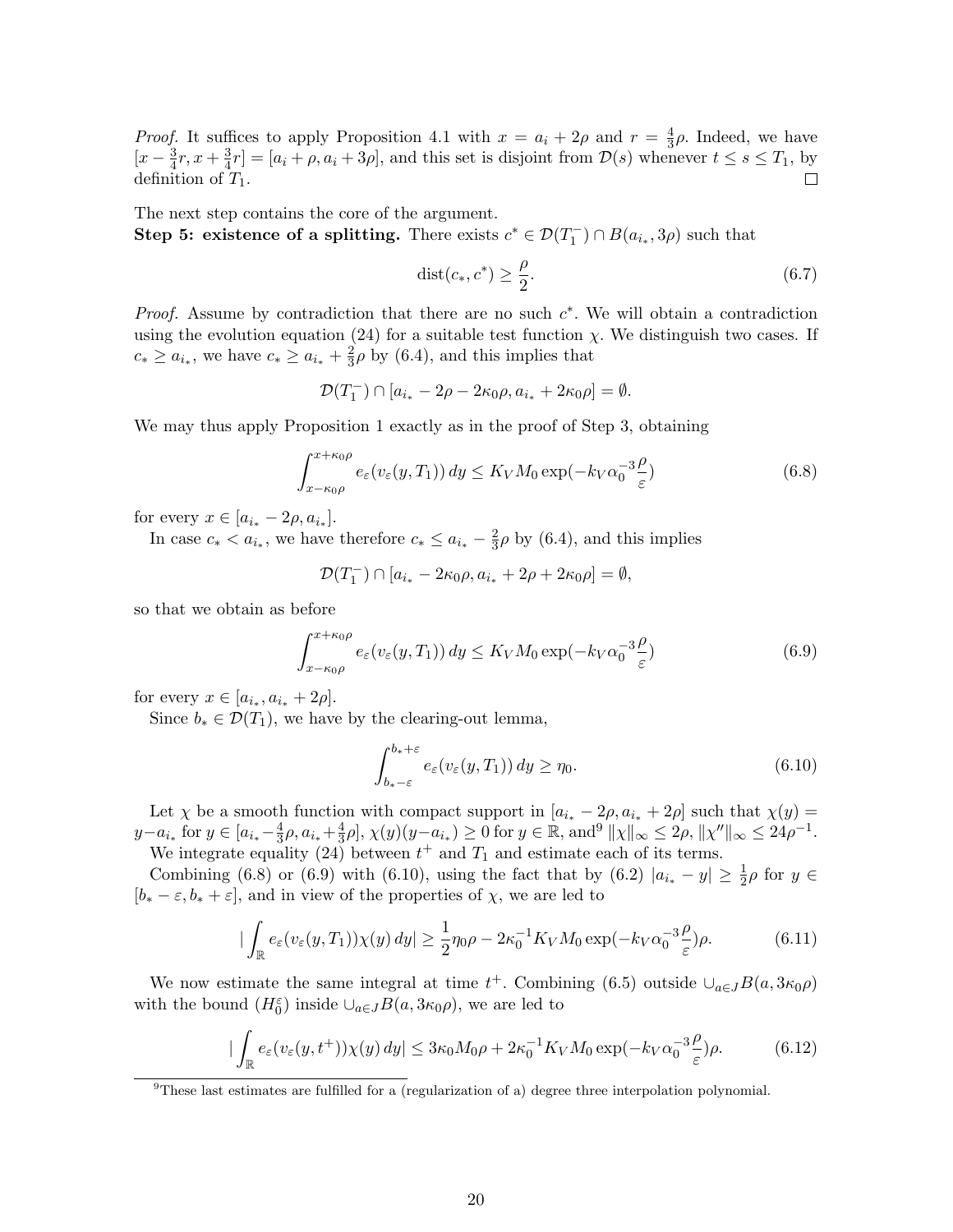*Proof.* It suffices to apply Proposition 4.1 with $x = a_i + 2\rho$ and $r = \frac{4}{3}\rho$. Indeed, we have $[x - \frac{3}{4}r, x + \frac{3}{4}r] = [a_i + \rho, a_i + 3\rho]$, and this set is disjoint from $\mathcal{D}(s)$ whenever $t \leq s \leq T_1$, by definition of $T_1$. □

The next step contains the core of the argument.

**Step 5: existence of a splitting.** There exists $c^* \in \mathcal{D}(T_1^-) \cap B(a_{i_*}, 3\rho)$ such that

$$\mathrm{dist}(c_*, c^*) \geq \frac{\rho}{2}. \tag{6.7}$$

*Proof.* Assume by contradiction that there are no such $c^*$. We will obtain a contradiction using the evolution equation (24) for a suitable test function $\chi$. We distinguish two cases. If $c_* \geq a_{i_*}$, we have $c_* \geq a_{i_*} + \frac{2}{3}\rho$ by (6.4), and this implies that

$$\mathcal{D}(T_1^-) \cap [a_{i_*} - 2\rho - 2\kappa_0\rho, a_{i_*} + 2\kappa_0\rho] = \emptyset.$$

We may thus apply Proposition 1 exactly as in the proof of Step 3, obtaining

$$\int_{x-\kappa_0\rho}^{x+\kappa_0\rho} e_\varepsilon(v_\varepsilon(y, T_1))\, dy \leq K_V M_0 \exp(-k_V \alpha_0^{-3} \frac{\rho}{\varepsilon}) \tag{6.8}$$

for every $x \in [a_{i_*} - 2\rho, a_{i_*}]$.

In case $c_* < a_{i_*}$, we have therefore $c_* \leq a_{i_*} - \frac{2}{3}\rho$ by (6.4), and this implies

$$\mathcal{D}(T_1^-) \cap [a_{i_*} - 2\kappa_0\rho, a_{i_*} + 2\rho + 2\kappa_0\rho] = \emptyset,$$

so that we obtain as before

$$\int_{x-\kappa_0\rho}^{x+\kappa_0\rho} e_\varepsilon(v_\varepsilon(y, T_1))\, dy \leq K_V M_0 \exp(-k_V \alpha_0^{-3} \frac{\rho}{\varepsilon}) \tag{6.9}$$

for every $x \in [a_{i_*}, a_{i_*} + 2\rho]$.

Since $b_* \in \mathcal{D}(T_1)$, we have by the clearing-out lemma,

$$\int_{b_*-\varepsilon}^{b_*+\varepsilon} e_\varepsilon(v_\varepsilon(y, T_1))\, dy \geq \eta_0. \tag{6.10}$$

Let $\chi$ be a smooth function with compact support in $[a_{i_*} - 2\rho, a_{i_*} + 2\rho]$ such that $\chi(y) = y - a_{i_*}$ for $y \in [a_{i_*} - \frac{4}{3}\rho, a_{i_*} + \frac{4}{3}\rho]$, $\chi(y)(y - a_{i_*}) \geq 0$ for $y \in \mathbb{R}$, and[9] $\|\chi\|_\infty \leq 2\rho$, $\|\chi''\|_\infty \leq 24\rho^{-1}$.

We integrate equality (24) between $t^+$ and $T_1$ and estimate each of its terms.

Combining (6.8) or (6.9) with (6.10), using the fact that by (6.2) $|a_{i_*} - y| \geq \frac{1}{2}\rho$ for $y \in [b_* - \varepsilon, b_* + \varepsilon]$, and in view of the properties of $\chi$, we are led to

$$\left| \int_{\mathbb{R}} e_\varepsilon(v_\varepsilon(y, T_1))\chi(y)\, dy \right| \geq \frac{1}{2}\eta_0\rho - 2\kappa_0^{-1} K_V M_0 \exp(-k_V \alpha_0^{-3} \frac{\rho}{\varepsilon})\rho. \tag{6.11}$$

We now estimate the same integral at time $t^+$. Combining (6.5) outside $\cup_{a\in J} B(a, 3\kappa_0\rho)$ with the bound $(H_0^\varepsilon)$ inside $\cup_{a\in J} B(a, 3\kappa_0\rho)$, we are led to

$$\left| \int_{\mathbb{R}} e_\varepsilon(v_\varepsilon(y, t^+))\chi(y)\, dy \right| \leq 3\kappa_0 M_0 \rho + 2\kappa_0^{-1} K_V M_0 \exp(-k_V \alpha_0^{-3} \frac{\rho}{\varepsilon})\rho. \tag{6.12}$$

[9] These last estimates are fulfilled for a (regularization of a) degree three interpolation polynomial.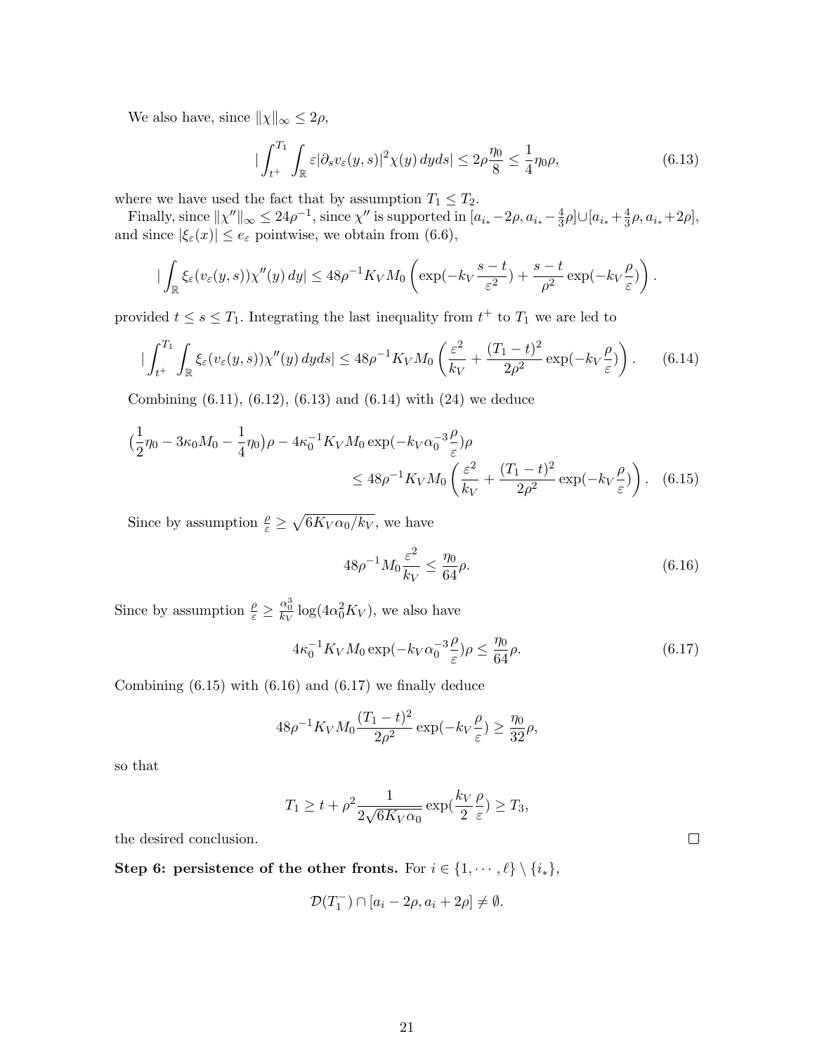We also have, since $\|\chi\|_\infty \leq 2\rho$,

$$
\Big| \int_{t^+}^{T_1} \int_{\mathbb{R}} \varepsilon |\partial_s v_\varepsilon(y,s)|^2 \chi(y)\, dyds \Big| \leq 2\rho \frac{\eta_0}{8} \leq \frac{1}{4}\eta_0 \rho, \tag{6.13}
$$

where we have used the fact that by assumption $T_1 \leq T_2$.

Finally, since $\|\chi''\|_\infty \leq 24\rho^{-1}$, since $\chi''$ is supported in $[a_{i_*} - 2\rho, a_{i_*} - \frac{4}{3}\rho] \cup [a_{i_*} + \frac{4}{3}\rho, a_{i_*} + 2\rho]$, and since $|\xi_\varepsilon(x)| \leq e_\varepsilon$ pointwise, we obtain from (6.6),

$$
\Big| \int_{\mathbb{R}} \xi_\varepsilon(v_\varepsilon(y,s)) \chi''(y)\, dy \Big| \leq 48\rho^{-1} K_V M_0 \left( \exp(-k_V \frac{s-t}{\varepsilon^2}) + \frac{s-t}{\rho^2} \exp(-k_V \frac{\rho}{\varepsilon}) \right).
$$

provided $t \leq s \leq T_1$. Integrating the last inequality from $t^+$ to $T_1$ we are led to

$$
\Big| \int_{t^+}^{T_1} \int_{\mathbb{R}} \xi_\varepsilon(v_\varepsilon(y,s)) \chi''(y)\, dyds \Big| \leq 48\rho^{-1} K_V M_0 \left( \frac{\varepsilon^2}{k_V} + \frac{(T_1 - t)^2}{2\rho^2} \exp(-k_V \frac{\rho}{\varepsilon}) \right). \tag{6.14}
$$

Combining (6.11), (6.12), (6.13) and (6.14) with (24) we deduce

$$
\begin{aligned}
\big(\frac{1}{2}\eta_0 - 3\kappa_0 M_0 - \frac{1}{4}\eta_0\big)\rho - 4\kappa_0^{-1} K_V M_0 \exp(-k_V \alpha_0^{-3} \frac{\rho}{\varepsilon})\rho& \\
\leq 48\rho^{-1} K_V M_0 \left( \frac{\varepsilon^2}{k_V} + \frac{(T_1 - t)^2}{2\rho^2} \exp(-k_V \frac{\rho}{\varepsilon}) \right)&. \qquad (6.15)
\end{aligned}
$$

Since by assumption $\frac{\rho}{\varepsilon} \geq \sqrt{6K_V \alpha_0 / k_V}$, we have

$$
48\rho^{-1} M_0 \frac{\varepsilon^2}{k_V} \leq \frac{\eta_0}{64}\rho. \tag{6.16}
$$

Since by assumption $\frac{\rho}{\varepsilon} \geq \frac{\alpha_0^3}{k_V} \log(4\alpha_0^2 K_V)$, we also have

$$
4\kappa_0^{-1} K_V M_0 \exp(-k_V \alpha_0^{-3} \frac{\rho}{\varepsilon})\rho \leq \frac{\eta_0}{64}\rho. \tag{6.17}
$$

Combining (6.15) with (6.16) and (6.17) we finally deduce

$$
48\rho^{-1} K_V M_0 \frac{(T_1 - t)^2}{2\rho^2} \exp(-k_V \frac{\rho}{\varepsilon}) \geq \frac{\eta_0}{32}\rho,
$$

so that

$$
T_1 \geq t + \rho^2 \frac{1}{2\sqrt{6K_V \alpha_0}} \exp(\frac{k_V}{2}\frac{\rho}{\varepsilon}) \geq T_3,
$$

the desired conclusion. □

**Step 6: persistence of the other fronts.** For $i \in \{1, \cdots, \ell\} \setminus \{i_*\}$,

$$
\mathcal{D}(T_1^-) \cap [a_i - 2\rho, a_i + 2\rho] \neq \emptyset.
$$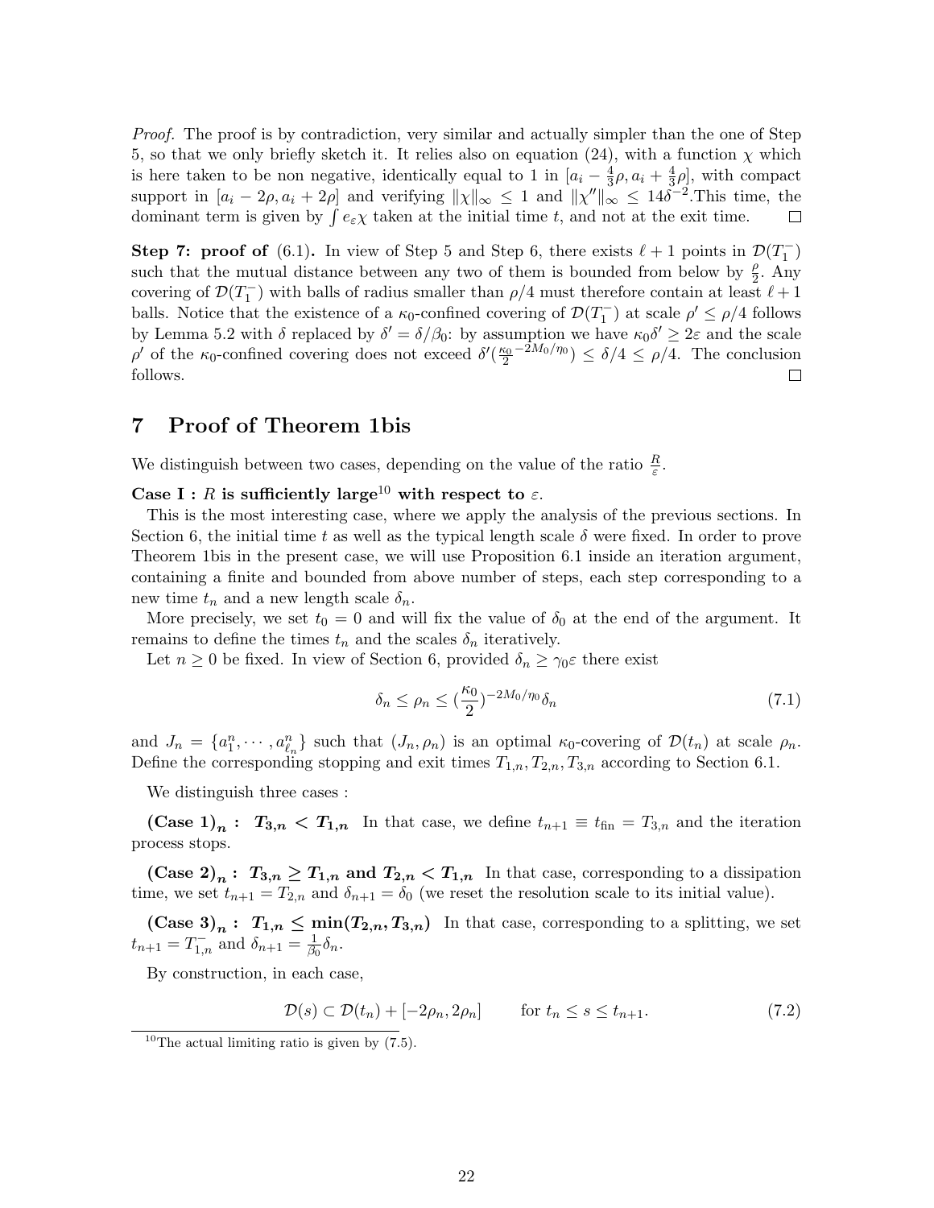*Proof.* The proof is by contradiction, very similar and actually simpler than the one of Step 5, so that we only briefly sketch it. It relies also on equation (24), with a function $\chi$ which is here taken to be non negative, identically equal to 1 in $[a_i - \frac{4}{3}\rho, a_i + \frac{4}{3}\rho]$, with compact support in $[a_i - 2\rho, a_i + 2\rho]$ and verifying $\|\chi\|_\infty \leq 1$ and $\|\chi''\|_\infty \leq 14\delta^{-2}$. This time, the dominant term is given by $\int e_\varepsilon \chi$ taken at the initial time $t$, and not at the exit time. □

**Step 7: proof of** (6.1)**.** In view of Step 5 and Step 6, there exists $\ell + 1$ points in $\mathcal{D}(T_1^-)$ such that the mutual distance between any two of them is bounded from below by $\frac{\rho}{2}$. Any covering of $\mathcal{D}(T_1^-)$ with balls of radius smaller than $\rho/4$ must therefore contain at least $\ell + 1$ balls. Notice that the existence of a $\kappa_0$-confined covering of $\mathcal{D}(T_1^-)$ at scale $\rho' \leq \rho/4$ follows by Lemma 5.2 with $\delta$ replaced by $\delta' = \delta/\beta_0$: by assumption we have $\kappa_0\delta' \geq 2\varepsilon$ and the scale $\rho'$ of the $\kappa_0$-confined covering does not exceed $\delta'(\frac{\kappa_0}{2}^{-2M_0/\eta_0}) \leq \delta/4 \leq \rho/4$. The conclusion follows. □

# 7 Proof of Theorem 1bis

We distinguish between two cases, depending on the value of the ratio $\frac{R}{\varepsilon}$.

**Case I : $R$ is sufficiently large[10] with respect to $\varepsilon$.**

This is the most interesting case, where we apply the analysis of the previous sections. In Section 6, the initial time $t$ as well as the typical length scale $\delta$ were fixed. In order to prove Theorem 1bis in the present case, we will use Proposition 6.1 inside an iteration argument, containing a finite and bounded from above number of steps, each step corresponding to a new time $t_n$ and a new length scale $\delta_n$.

More precisely, we set $t_0 = 0$ and will fix the value of $\delta_0$ at the end of the argument. It remains to define the times $t_n$ and the scales $\delta_n$ iteratively.

Let $n \geq 0$ be fixed. In view of Section 6, provided $\delta_n \geq \gamma_0\varepsilon$ there exist

$$\delta_n \leq \rho_n \leq (\frac{\kappa_0}{2})^{-2M_0/\eta_0}\delta_n \tag{7.1}$$

and $J_n = \{a_1^n, \cdots, a_{\ell_n}^n\}$ such that $(J_n, \rho_n)$ is an optimal $\kappa_0$-covering of $\mathcal{D}(t_n)$ at scale $\rho_n$. Define the corresponding stopping and exit times $T_{1,n}, T_{2,n}, T_{3,n}$ according to Section 6.1.

We distinguish three cases :

**$(\text{Case 1})_n$ : $T_{3,n} < T_{1,n}$** In that case, we define $t_{n+1} \equiv t_{\text{fin}} = T_{3,n}$ and the iteration process stops.

**$(\text{Case 2})_n$ : $T_{3,n} \geq T_{1,n}$ and $T_{2,n} < T_{1,n}$** In that case, corresponding to a dissipation time, we set $t_{n+1} = T_{2,n}$ and $\delta_{n+1} = \delta_0$ (we reset the resolution scale to its initial value).

**$(\text{Case 3})_n$ : $T_{1,n} \leq \min(T_{2,n}, T_{3,n})$** In that case, corresponding to a splitting, we set $t_{n+1} = T_{1,n}^-$ and $\delta_{n+1} = \frac{1}{\beta_0}\delta_n$.

By construction, in each case,

$$\mathcal{D}(s) \subset \mathcal{D}(t_n) + [-2\rho_n, 2\rho_n] \qquad \text{for } t_n \leq s \leq t_{n+1}. \tag{7.2}$$

[10] The actual limiting ratio is given by (7.5).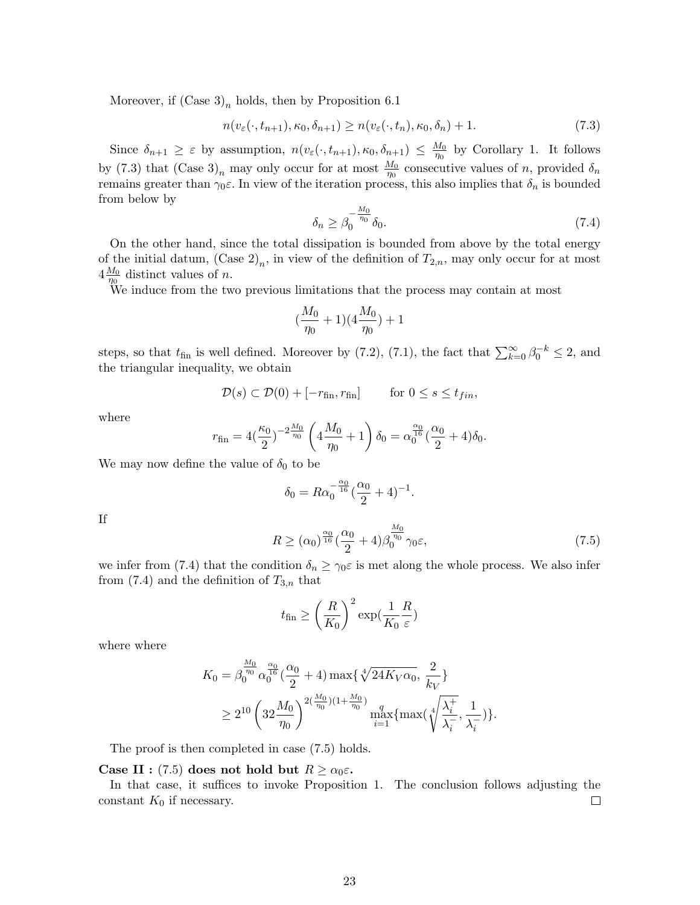Moreover, if $(\text{Case } 3)_n$ holds, then by Proposition 6.1

$$n(v_\varepsilon(\cdot,t_{n+1}),\kappa_0,\delta_{n+1}) \geq n(v_\varepsilon(\cdot,t_n),\kappa_0,\delta_n)+1. \tag{7.3}$$

Since $\delta_{n+1} \geq \varepsilon$ by assumption, $n(v_\varepsilon(\cdot,t_{n+1}),\kappa_0,\delta_{n+1}) \leq \frac{M_0}{\eta_0}$ by Corollary 1. It follows by (7.3) that $(\text{Case } 3)_n$ may only occur for at most $\frac{M_0}{\eta_0}$ consecutive values of $n$, provided $\delta_n$ remains greater than $\gamma_0\varepsilon$. In view of the iteration process, this also implies that $\delta_n$ is bounded from below by

$$\delta_n \geq \beta_0^{-\frac{M_0}{\eta_0}}\delta_0. \tag{7.4}$$

On the other hand, since the total dissipation is bounded from above by the total energy of the initial datum, $(\text{Case } 2)_n$, in view of the definition of $T_{2,n}$, may only occur for at most $4\frac{M_0}{\eta_0}$ distinct values of $n$.

We induce from the two previous limitations that the process may contain at most

$$(\frac{M_0}{\eta_0}+1)(4\frac{M_0}{\eta_0})+1$$

steps, so that $t_{\text{fin}}$ is well defined. Moreover by (7.2), (7.1), the fact that $\sum_{k=0}^\infty \beta_0^{-k} \leq 2$, and the triangular inequality, we obtain

$$\mathcal{D}(s) \subset \mathcal{D}(0) + [-r_{\text{fin}}, r_{\text{fin}}] \qquad \text{for } 0 \leq s \leq t_{fin},$$

where

$$r_{\text{fin}} = 4(\frac{\kappa_0}{2})^{-2\frac{M_0}{\eta_0}}\left(4\frac{M_0}{\eta_0}+1\right)\delta_0 = \alpha_0^{\frac{\alpha_0}{16}}(\frac{\alpha_0}{2}+4)\delta_0.$$

We may now define the value of $\delta_0$ to be

$$\delta_0 = R\alpha_0^{-\frac{\alpha_0}{16}}(\frac{\alpha_0}{2}+4)^{-1}.$$

If

$$R \geq (\alpha_0)^{\frac{\alpha_0}{16}}(\frac{\alpha_0}{2}+4)\beta_0^{\frac{M_0}{\eta_0}}\gamma_0\varepsilon, \tag{7.5}$$

we infer from (7.4) that the condition $\delta_n \geq \gamma_0\varepsilon$ is met along the whole process. We also infer from (7.4) and the definition of $T_{3,n}$ that

$$t_{\text{fin}} \geq \left(\frac{R}{K_0}\right)^2 \exp(\frac{1}{K_0}\frac{R}{\varepsilon})$$

where where

$$\begin{aligned} K_0 &= \beta_0^{\frac{M_0}{\eta_0}}\alpha_0^{\frac{\alpha_0}{16}}(\frac{\alpha_0}{2}+4)\max\{\sqrt[4]{24K_V\alpha_0},\, \frac{2}{k_V}\} \\ &\geq 2^{10}\left(32\frac{M_0}{\eta_0}\right)^{2(\frac{M_0}{\eta_0})(1+\frac{M_0}{\eta_0})} \max_{i=1}^{q}\{\max(\sqrt[4]{\frac{\lambda_i^+}{\lambda_i^-}}, \frac{1}{\lambda_i^-})\}. \end{aligned}$$

The proof is then completed in case (7.5) holds.

**Case II : (7.5) does not hold but $R \geq \alpha_0\varepsilon$.**

In that case, it suffices to invoke Proposition 1. The conclusion follows adjusting the constant $K_0$ if necessary. □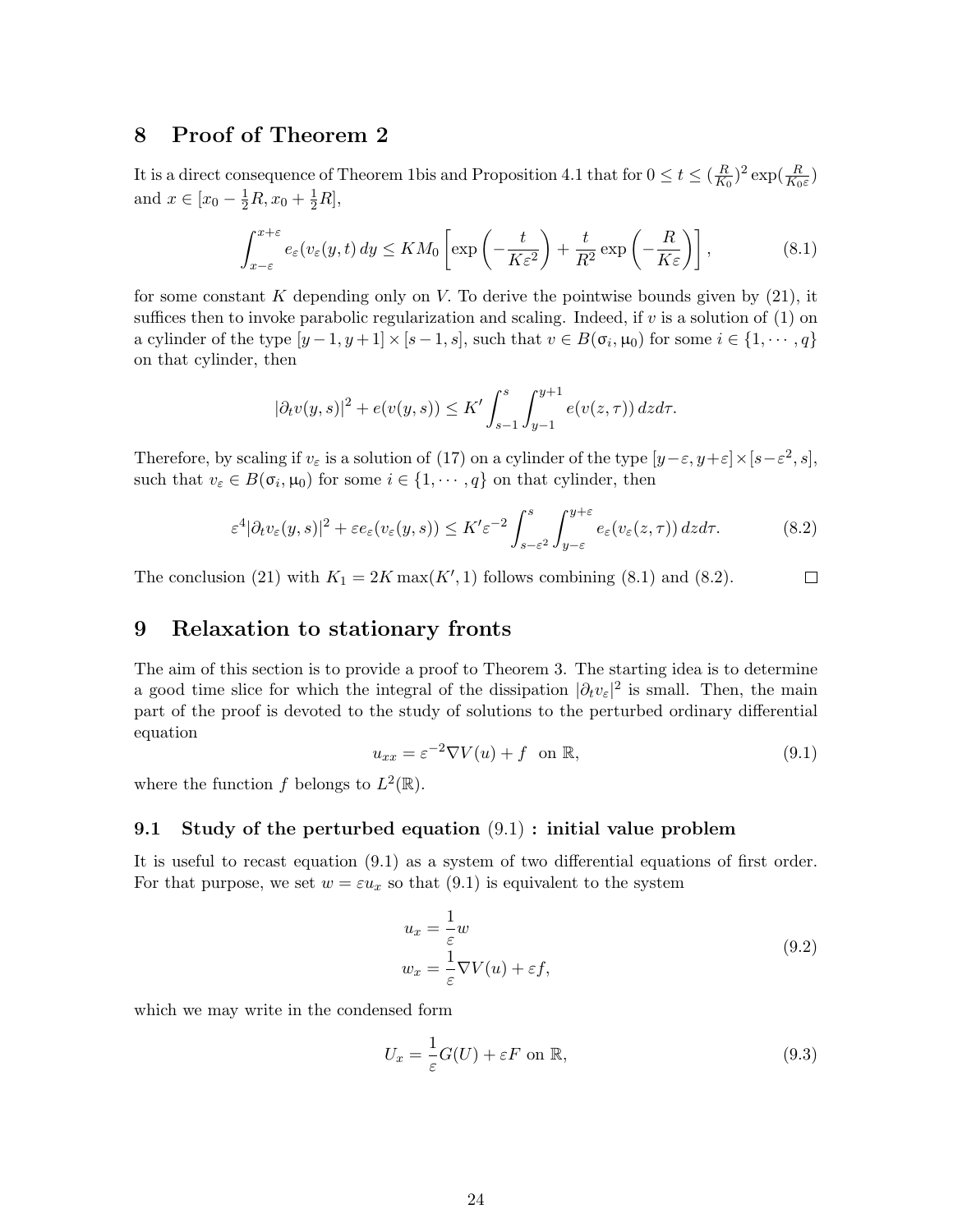## 8 Proof of Theorem 2

It is a direct consequence of Theorem 1bis and Proposition 4.1 that for $0 \le t \le (\frac{R}{K_0})^2 \exp(\frac{R}{K_0 \varepsilon})$ and $x \in [x_0 - \frac{1}{2}R, x_0 + \frac{1}{2}R]$,

$$\int_{x-\varepsilon}^{x+\varepsilon} e_\varepsilon(v_\varepsilon(y,t)\,dy \le K M_0 \left[\exp\left(-\frac{t}{K\varepsilon^2}\right) + \frac{t}{R^2}\exp\left(-\frac{R}{K\varepsilon}\right)\right], \tag{8.1}$$

for some constant $K$ depending only on $V$. To derive the pointwise bounds given by (21), it suffices then to invoke parabolic regularization and scaling. Indeed, if $v$ is a solution of (1) on a cylinder of the type $[y-1, y+1] \times [s-1, s]$, such that $v \in B(\sigma_i, \mu_0)$ for some $i \in \{1, \cdots, q\}$ on that cylinder, then

$$|\partial_t v(y,s)|^2 + e(v(y,s)) \le K' \int_{s-1}^{s} \int_{y-1}^{y+1} e(v(z,\tau))\,dz d\tau.$$

Therefore, by scaling if $v_\varepsilon$ is a solution of (17) on a cylinder of the type $[y-\varepsilon, y+\varepsilon] \times [s-\varepsilon^2, s]$, such that $v_\varepsilon \in B(\sigma_i, \mu_0)$ for some $i \in \{1, \cdots, q\}$ on that cylinder, then

$$\varepsilon^4 |\partial_t v_\varepsilon(y,s)|^2 + \varepsilon e_\varepsilon(v_\varepsilon(y,s)) \le K' \varepsilon^{-2} \int_{s-\varepsilon^2}^{s} \int_{y-\varepsilon}^{y+\varepsilon} e_\varepsilon(v_\varepsilon(z,\tau))\,dz d\tau. \tag{8.2}$$

The conclusion (21) with $K_1 = 2K \max(K', 1)$ follows combining (8.1) and (8.2). $\square$

## 9 Relaxation to stationary fronts

The aim of this section is to provide a proof to Theorem 3. The starting idea is to determine a good time slice for which the integral of the dissipation $|\partial_t v_\varepsilon|^2$ is small. Then, the main part of the proof is devoted to the study of solutions to the perturbed ordinary differential equation

$$u_{xx} = \varepsilon^{-2} \nabla V(u) + f \quad \text{on } \mathbb{R}, \tag{9.1}$$

where the function $f$ belongs to $L^2(\mathbb{R})$.

### 9.1 Study of the perturbed equation (9.1) : initial value problem

It is useful to recast equation (9.1) as a system of two differential equations of first order. For that purpose, we set $w = \varepsilon u_x$ so that (9.1) is equivalent to the system

$$\begin{aligned} u_x &= \frac{1}{\varepsilon} w \\ w_x &= \frac{1}{\varepsilon} \nabla V(u) + \varepsilon f, \end{aligned} \tag{9.2}$$

which we may write in the condensed form

$$U_x = \frac{1}{\varepsilon} G(U) + \varepsilon F \text{ on } \mathbb{R}, \tag{9.3}$$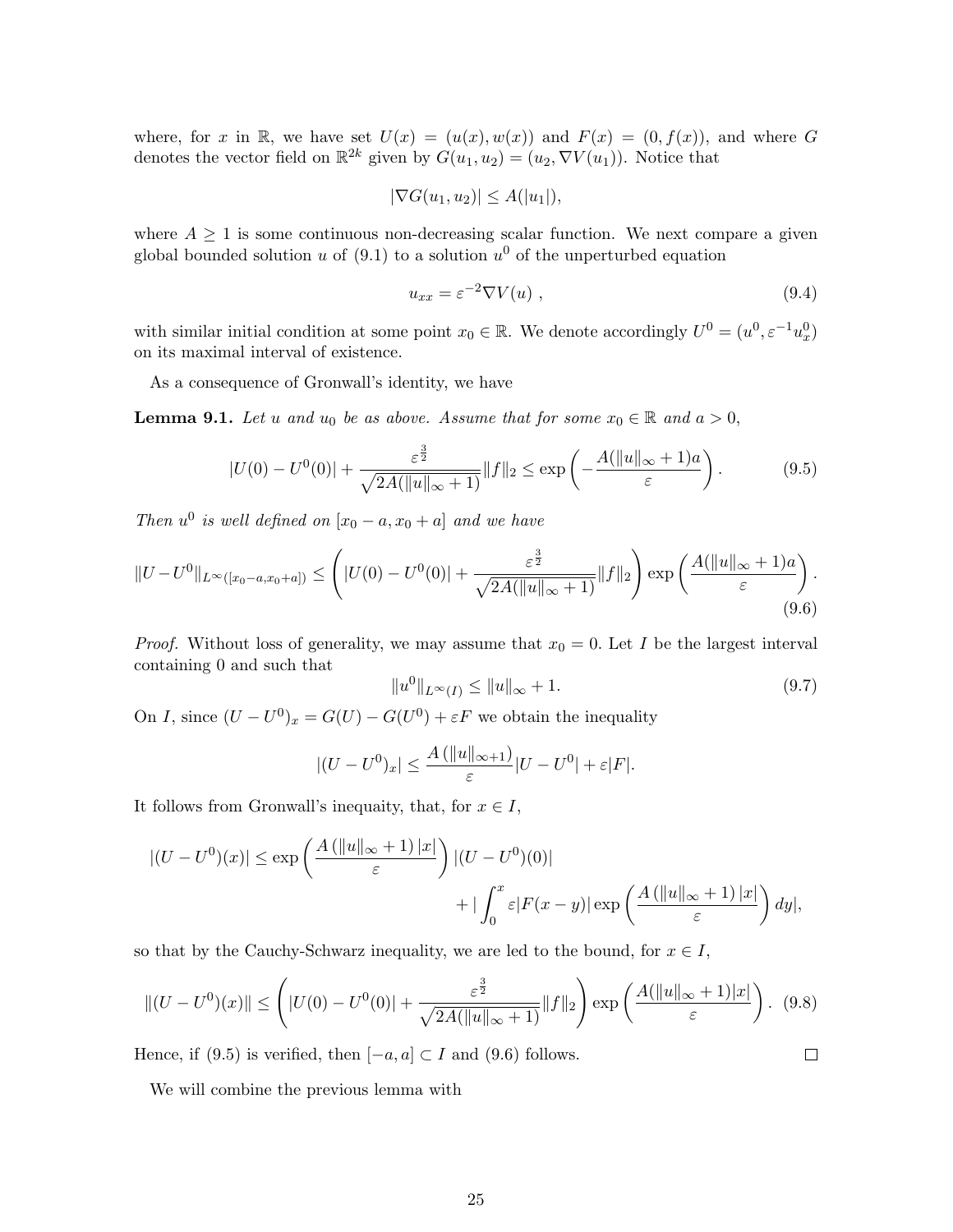where, for $x$ in $\mathbb{R}$, we have set $U(x) = (u(x), w(x))$ and $F(x) = (0, f(x))$, and where $G$ denotes the vector field on $\mathbb{R}^{2k}$ given by $G(u_1, u_2) = (u_2, \nabla V(u_1))$. Notice that

$$|\nabla G(u_1, u_2)| \leq A(|u_1|),$$

where $A \geq 1$ is some continuous non-decreasing scalar function. We next compare a given global bounded solution $u$ of (9.1) to a solution $u^0$ of the unperturbed equation

$$u_{xx} = \varepsilon^{-2} \nabla V(u) \ , \tag{9.4}$$

with similar initial condition at some point $x_0 \in \mathbb{R}$. We denote accordingly $U^0 = (u^0, \varepsilon^{-1} u^0_x)$ on its maximal interval of existence.

As a consequence of Gronwall's identity, we have

**Lemma 9.1.** *Let $u$ and $u_0$ be as above. Assume that for some $x_0 \in \mathbb{R}$ and $a > 0$,*

$$|U(0) - U^0(0)| + \frac{\varepsilon^{\frac{3}{2}}}{\sqrt{2A(\|u\|_\infty + 1)}} \|f\|_2 \leq \exp\left(-\frac{A(\|u\|_\infty + 1)a}{\varepsilon}\right). \tag{9.5}$$

*Then $u^0$ is well defined on $[x_0 - a, x_0 + a]$ and we have*

$$\|U - U^0\|_{L^\infty([x_0-a, x_0+a])} \leq \left(|U(0) - U^0(0)| + \frac{\varepsilon^{\frac{3}{2}}}{\sqrt{2A(\|u\|_\infty + 1)}} \|f\|_2\right) \exp\left(\frac{A(\|u\|_\infty + 1)a}{\varepsilon}\right). \tag{9.6}$$

*Proof.* Without loss of generality, we may assume that $x_0 = 0$. Let $I$ be the largest interval containing 0 and such that

$$\|u^0\|_{L^\infty(I)} \leq \|u\|_\infty + 1. \tag{9.7}$$

On $I$, since $(U - U^0)_x = G(U) - G(U^0) + \varepsilon F$ we obtain the inequality

$$|(U - U^0)_x| \leq \frac{A\left(\|u\|_{\infty+1}\right)}{\varepsilon} |U - U^0| + \varepsilon |F|.$$

It follows from Gronwall's inequaity, that, for $x \in I$,

$$|(U - U^0)(x)| \leq \exp\left(\frac{A\left(\|u\|_\infty + 1\right)|x|}{\varepsilon}\right) |(U - U^0)(0)| \\ + \left| \int_0^x \varepsilon |F(x - y)| \exp\left(\frac{A\left(\|u\|_\infty + 1\right)|x|}{\varepsilon}\right) dy \right|,$$

so that by the Cauchy-Schwarz inequality, we are led to the bound, for $x \in I$,

$$\|(U - U^0)(x)\| \leq \left(|U(0) - U^0(0)| + \frac{\varepsilon^{\frac{3}{2}}}{\sqrt{2A(\|u\|_\infty + 1)}} \|f\|_2\right) \exp\left(\frac{A(\|u\|_\infty + 1)|x|}{\varepsilon}\right). \tag{9.8}$$

Hence, if (9.5) is verified, then $[-a, a] \subset I$ and (9.6) follows. $\square$

We will combine the previous lemma with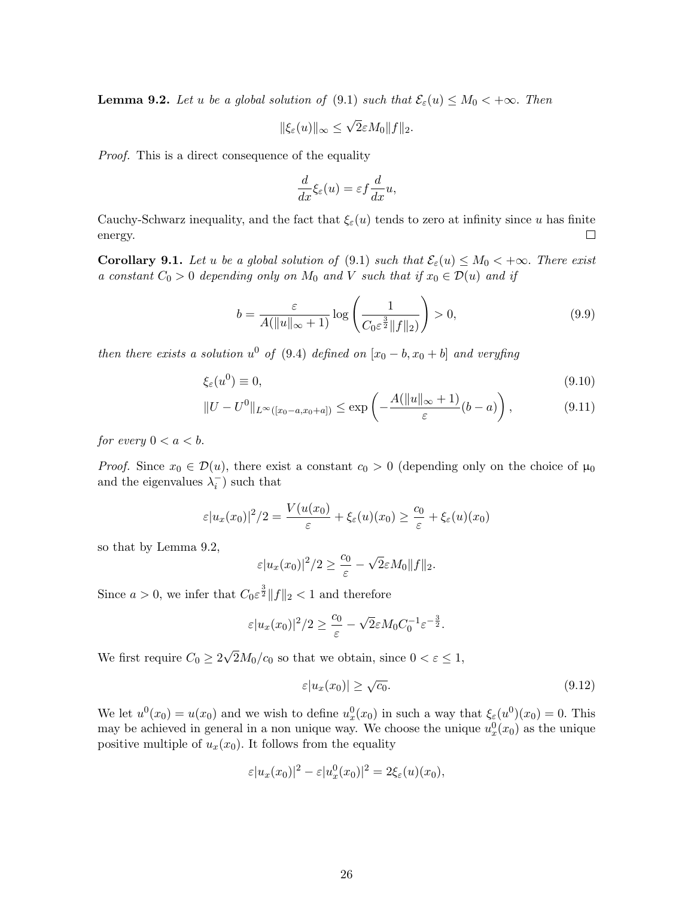**Lemma 9.2.** *Let $u$ be a global solution of (9.1) such that $\mathcal{E}_\varepsilon(u) \leq M_0 < +\infty$. Then*

$$\|\xi_\varepsilon(u)\|_\infty \leq \sqrt{2}\varepsilon M_0 \|f\|_2.$$

*Proof.* This is a direct consequence of the equality

$$\frac{d}{dx}\xi_\varepsilon(u) = \varepsilon f \frac{d}{dx}u,$$

Cauchy-Schwarz inequality, and the fact that $\xi_\varepsilon(u)$ tends to zero at infinity since $u$ has finite energy. $\square$

**Corollary 9.1.** *Let $u$ be a global solution of (9.1) such that $\mathcal{E}_\varepsilon(u) \leq M_0 < +\infty$. There exist a constant $C_0 > 0$ depending only on $M_0$ and $V$ such that if $x_0 \in \mathcal{D}(u)$ and if*

$$b = \frac{\varepsilon}{A(\|u\|_\infty + 1)} \log\left(\frac{1}{C_0 \varepsilon^{\frac{3}{2}} \|f\|_2}\right) > 0, \tag{9.9}$$

*then there exists a solution $u^0$ of (9.4) defined on $[x_0 - b, x_0 + b]$ and veryfing*

$$\xi_\varepsilon(u^0) \equiv 0, \tag{9.10}$$

$$\|U - U^0\|_{L^\infty([x_0-a, x_0+a])} \leq \exp\left(-\frac{A(\|u\|_\infty + 1)}{\varepsilon}(b - a)\right), \tag{9.11}$$

*for every $0 < a < b$.*

*Proof.* Since $x_0 \in \mathcal{D}(u)$, there exist a constant $c_0 > 0$ (depending only on the choice of $\mu_0$ and the eigenvalues $\lambda_i^-$) such that

$$\varepsilon |u_x(x_0)|^2/2 = \frac{V(u(x_0))}{\varepsilon} + \xi_\varepsilon(u)(x_0) \geq \frac{c_0}{\varepsilon} + \xi_\varepsilon(u)(x_0)$$

so that by Lemma 9.2,

$$\varepsilon |u_x(x_0)|^2/2 \geq \frac{c_0}{\varepsilon} - \sqrt{2}\varepsilon M_0 \|f\|_2.$$

Since $a > 0$, we infer that $C_0 \varepsilon^{\frac{3}{2}} \|f\|_2 < 1$ and therefore

$$\varepsilon |u_x(x_0)|^2/2 \geq \frac{c_0}{\varepsilon} - \sqrt{2}\varepsilon M_0 C_0^{-1} \varepsilon^{-\frac{3}{2}}.$$

We first require $C_0 \geq 2\sqrt{2}M_0/c_0$ so that we obtain, since $0 < \varepsilon \leq 1$,

$$\varepsilon |u_x(x_0)| \geq \sqrt{c_0}. \tag{9.12}$$

We let $u^0(x_0) = u(x_0)$ and we wish to define $u_x^0(x_0)$ in such a way that $\xi_\varepsilon(u^0)(x_0) = 0$. This may be achieved in general in a non unique way. We choose the unique $u_x^0(x_0)$ as the unique positive multiple of $u_x(x_0)$. It follows from the equality

$$\varepsilon |u_x(x_0)|^2 - \varepsilon |u_x^0(x_0)|^2 = 2\xi_\varepsilon(u)(x_0),$$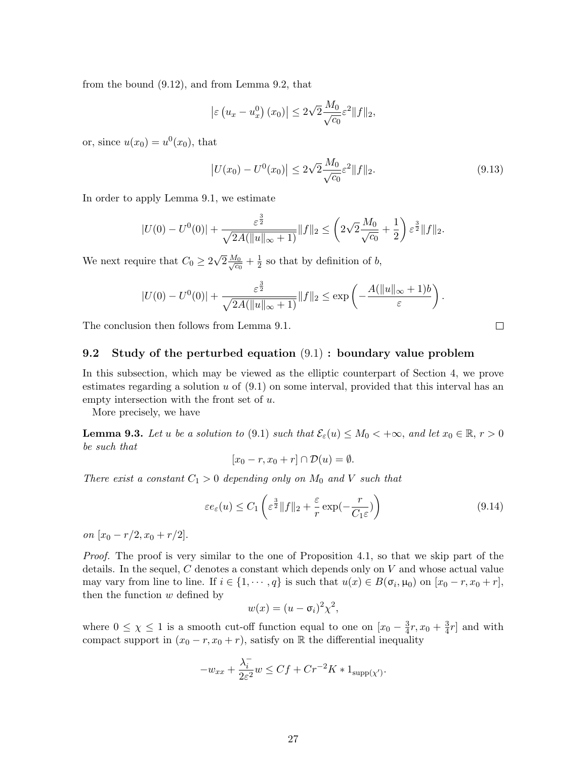from the bound (9.12), and from Lemma 9.2, that

$$\left|\varepsilon\left(u_x - u_x^0\right)(x_0)\right| \leq 2\sqrt{2}\frac{M_0}{\sqrt{c_0}}\varepsilon^2\|f\|_2,$$

or, since $u(x_0) = u^0(x_0)$, that

$$\left|U(x_0) - U^0(x_0)\right| \leq 2\sqrt{2}\frac{M_0}{\sqrt{c_0}}\varepsilon^2\|f\|_2. \tag{9.13}$$

In order to apply Lemma 9.1, we estimate

$$|U(0) - U^0(0)| + \frac{\varepsilon^{\frac{3}{2}}}{\sqrt{2A(\|u\|_\infty + 1)}}\|f\|_2 \leq \left(2\sqrt{2}\frac{M_0}{\sqrt{c_0}} + \frac{1}{2}\right)\varepsilon^{\frac{3}{2}}\|f\|_2.$$

We next require that $C_0 \geq 2\sqrt{2}\frac{M_0}{\sqrt{c_0}} + \frac{1}{2}$ so that by definition of $b$,

$$|U(0) - U^0(0)| + \frac{\varepsilon^{\frac{3}{2}}}{\sqrt{2A(\|u\|_\infty + 1)}}\|f\|_2 \leq \exp\left(-\frac{A(\|u\|_\infty + 1)b}{\varepsilon}\right).$$

The conclusion then follows from Lemma 9.1. ∎

## 9.2 Study of the perturbed equation (9.1) : boundary value problem

In this subsection, which may be viewed as the elliptic counterpart of Section 4, we prove estimates regarding a solution $u$ of (9.1) on some interval, provided that this interval has an empty intersection with the front set of $u$.

More precisely, we have

**Lemma 9.3.** *Let $u$ be a solution to (9.1) such that $\mathcal{E}_\varepsilon(u) \leq M_0 < +\infty$, and let $x_0 \in \mathbb{R}$, $r > 0$ be such that*

$$[x_0 - r, x_0 + r] \cap \mathcal{D}(u) = \emptyset.$$

*There exist a constant $C_1 > 0$ depending only on $M_0$ and $V$ such that*

$$\varepsilon e_\varepsilon(u) \leq C_1\left(\varepsilon^{\frac{3}{2}}\|f\|_2 + \frac{\varepsilon}{r}\exp(-\frac{r}{C_1\varepsilon})\right) \tag{9.14}$$

*on $[x_0 - r/2, x_0 + r/2]$.*

*Proof.* The proof is very similar to the one of Proposition 4.1, so that we skip part of the details. In the sequel, $C$ denotes a constant which depends only on $V$ and whose actual value may vary from line to line. If $i \in \{1, \cdots, q\}$ is such that $u(x) \in B(\sigma_i, \mu_0)$ on $[x_0 - r, x_0 + r]$, then the function $w$ defined by

$$w(x) = (u - \sigma_i)^2\chi^2,$$

where $0 \leq \chi \leq 1$ is a smooth cut-off function equal to one on $[x_0 - \frac{3}{4}r, x_0 + \frac{3}{4}r]$ and with compact support in $(x_0 - r, x_0 + r)$, satisfy on $\mathbb{R}$ the differential inequality

$$-w_{xx} + \frac{\lambda_i^-}{2\varepsilon^2}w \leq Cf + Cr^{-2}K * 1_{\text{supp}(\chi')}.$$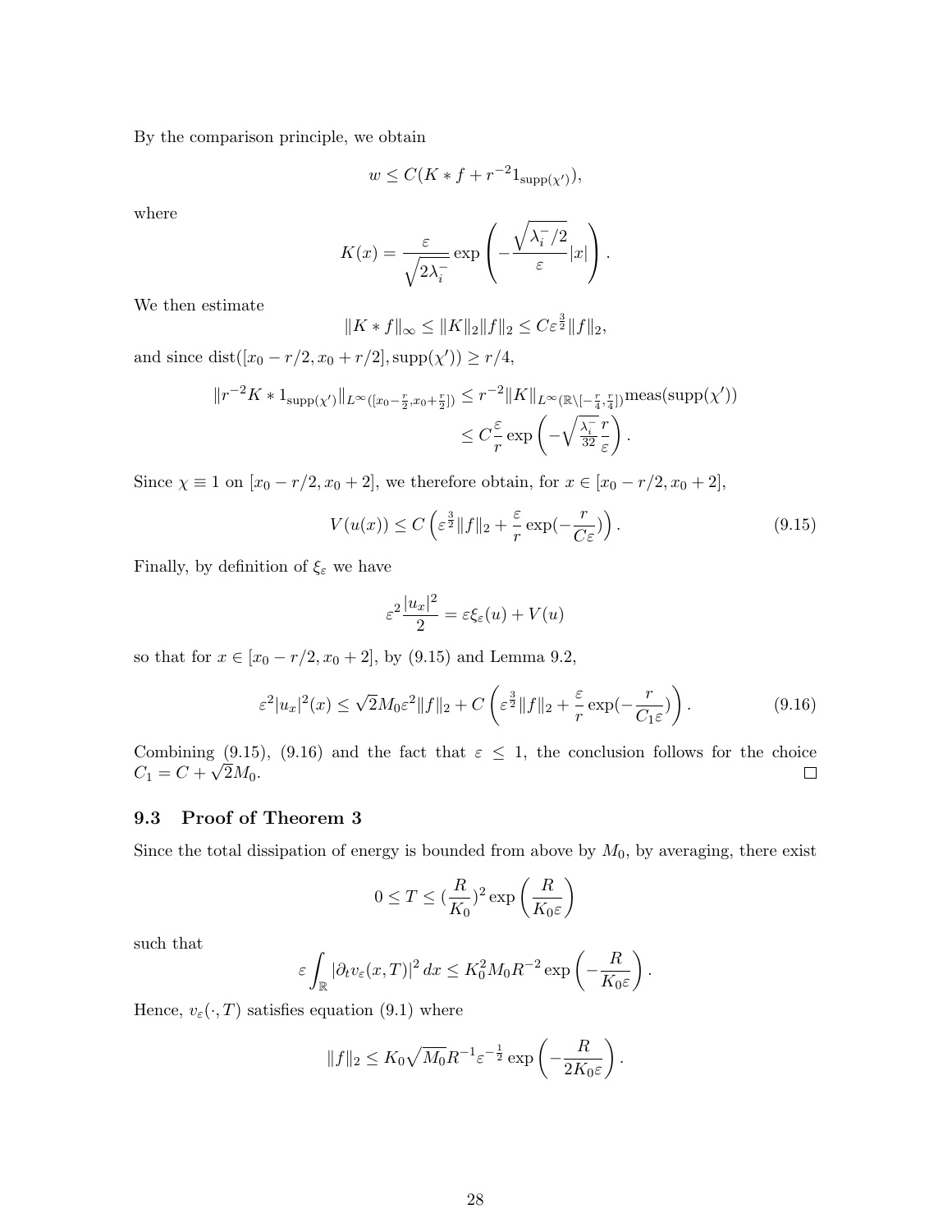By the comparison principle, we obtain

$$w \leq C(K * f + r^{-2} 1_{\mathrm{supp}(\chi')}),$$

where

$$K(x) = \frac{\varepsilon}{\sqrt{2\lambda_i^-}} \exp\left( -\frac{\sqrt{\lambda_i^-/2}}{\varepsilon} |x| \right).$$

We then estimate

$$\|K * f\|_\infty \leq \|K\|_2 \|f\|_2 \leq C\varepsilon^{\frac{3}{2}} \|f\|_2,$$

and since $\mathrm{dist}([x_0 - r/2, x_0 + r/2], \mathrm{supp}(\chi')) \geq r/4$,

$$\begin{aligned}
\|r^{-2} K * 1_{\mathrm{supp}(\chi')}\|_{L^\infty([x_0 - \frac{r}{2}, x_0 + \frac{r}{2}])} &\leq r^{-2} \|K\|_{L^\infty(\mathbb{R} \setminus [-\frac{r}{4}, \frac{r}{4}])} \mathrm{meas}(\mathrm{supp}(\chi')) \\
&\leq C \frac{\varepsilon}{r} \exp\left( -\sqrt{\frac{\lambda_i^-}{32}} \frac{r}{\varepsilon} \right).
\end{aligned}$$

Since $\chi \equiv 1$ on $[x_0 - r/2, x_0 + 2]$, we therefore obtain, for $x \in [x_0 - r/2, x_0 + 2]$,

$$V(u(x)) \leq C \left( \varepsilon^{\frac{3}{2}} \|f\|_2 + \frac{\varepsilon}{r} \exp(-\frac{r}{C\varepsilon}) \right). \tag{9.15}$$

Finally, by definition of $\xi_\varepsilon$ we have

$$\varepsilon^2 \frac{|u_x|^2}{2} = \varepsilon \xi_\varepsilon(u) + V(u)$$

so that for $x \in [x_0 - r/2, x_0 + 2]$, by (9.15) and Lemma 9.2,

$$\varepsilon^2 |u_x|^2(x) \leq \sqrt{2} M_0 \varepsilon^2 \|f\|_2 + C \left( \varepsilon^{\frac{3}{2}} \|f\|_2 + \frac{\varepsilon}{r} \exp(-\frac{r}{C_1 \varepsilon}) \right). \tag{9.16}$$

Combining (9.15), (9.16) and the fact that $\varepsilon \leq 1$, the conclusion follows for the choice $C_1 = C + \sqrt{2} M_0$. □

### 9.3 Proof of Theorem 3

Since the total dissipation of energy is bounded from above by $M_0$, by averaging, there exist

$$0 \leq T \leq (\frac{R}{K_0})^2 \exp\left( \frac{R}{K_0 \varepsilon} \right)$$

such that

$$\varepsilon \int_{\mathbb{R}} |\partial_t v_\varepsilon(x, T)|^2 \, dx \leq K_0^2 M_0 R^{-2} \exp\left( -\frac{R}{K_0 \varepsilon} \right).$$

Hence, $v_\varepsilon(\cdot, T)$ satisfies equation (9.1) where

$$\|f\|_2 \leq K_0 \sqrt{M_0} R^{-1} \varepsilon^{-\frac{1}{2}} \exp\left( -\frac{R}{2K_0 \varepsilon} \right).$$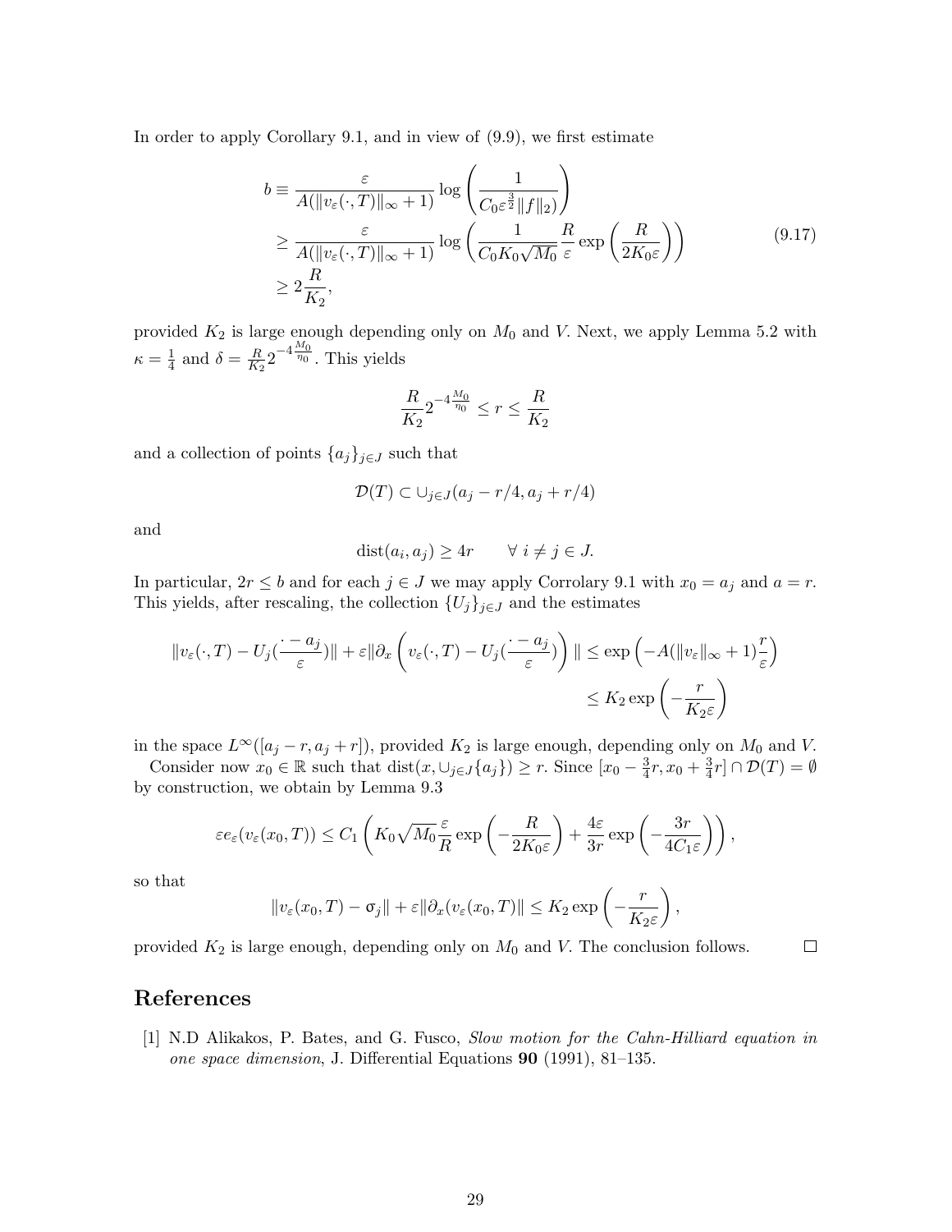In order to apply Corollary 9.1, and in view of (9.9), we first estimate

$$
\begin{aligned}
b \equiv & \frac{\varepsilon}{A(\|v_\varepsilon(\cdot,T)\|_\infty + 1)} \log\left(\frac{1}{C_0 \varepsilon^{\frac{3}{2}} \|f\|_2)}\right) \\
\geq & \frac{\varepsilon}{A(\|v_\varepsilon(\cdot,T)\|_\infty + 1)} \log\left(\frac{1}{C_0 K_0 \sqrt{M_0}} \frac{R}{\varepsilon} \exp\left(\frac{R}{2K_0\varepsilon}\right)\right) \\
\geq & 2\frac{R}{K_2},
\end{aligned}
\tag{9.17}
$$

provided $K_2$ is large enough depending only on $M_0$ and $V$. Next, we apply Lemma 5.2 with $\kappa = \frac{1}{4}$ and $\delta = \frac{R}{K_2} 2^{-4\frac{M_0}{\eta_0}}$. This yields

$$
\frac{R}{K_2} 2^{-4\frac{M_0}{\eta_0}} \leq r \leq \frac{R}{K_2}
$$

and a collection of points $\{a_j\}_{j\in J}$ such that

$$
\mathcal{D}(T) \subset \cup_{j\in J} (a_j - r/4, a_j + r/4)
$$

and

$$
\mathrm{dist}(a_i, a_j) \geq 4r \qquad \forall\ i \neq j \in J.
$$

In particular, $2r \leq b$ and for each $j \in J$ we may apply Corrolary 9.1 with $x_0 = a_j$ and $a = r$. This yields, after rescaling, the collection $\{U_j\}_{j\in J}$ and the estimates

$$
\begin{aligned}
\|v_\varepsilon(\cdot,T) - U_j(\frac{\cdot - a_j}{\varepsilon})\| + \varepsilon \|\partial_x \left(v_\varepsilon(\cdot,T) - U_j(\frac{\cdot - a_j}{\varepsilon})\right)\| &\leq \exp\left(-A(\|v_\varepsilon\|_\infty + 1)\frac{r}{\varepsilon}\right) \\
&\leq K_2 \exp\left(-\frac{r}{K_2 \varepsilon}\right)
\end{aligned}
$$

in the space $L^\infty([a_j - r, a_j + r])$, provided $K_2$ is large enough, depending only on $M_0$ and $V$.

Consider now $x_0 \in \mathbb{R}$ such that $\mathrm{dist}(x, \cup_{j\in J}\{a_j\}) \geq r$. Since $[x_0 - \frac{3}{4}r, x_0 + \frac{3}{4}r] \cap \mathcal{D}(T) = \emptyset$ by construction, we obtain by Lemma 9.3

$$
\varepsilon e_\varepsilon(v_\varepsilon(x_0,T)) \leq C_1 \left(K_0 \sqrt{M_0} \frac{\varepsilon}{R} \exp\left(-\frac{R}{2K_0\varepsilon}\right) + \frac{4\varepsilon}{3r} \exp\left(-\frac{3r}{4C_1\varepsilon}\right)\right),
$$

so that

$$
\|v_\varepsilon(x_0,T) - \sigma_j\| + \varepsilon \|\partial_x (v_\varepsilon(x_0,T))\| \leq K_2 \exp\left(-\frac{r}{K_2\varepsilon}\right),
$$

provided $K_2$ is large enough, depending only on $M_0$ and $V$. The conclusion follows. $\square$

# References

[1] N.D Alikakos, P. Bates, and G. Fusco, *Slow motion for the Cahn-Hilliard equation in one space dimension*, J. Differential Equations **90** (1991), 81–135.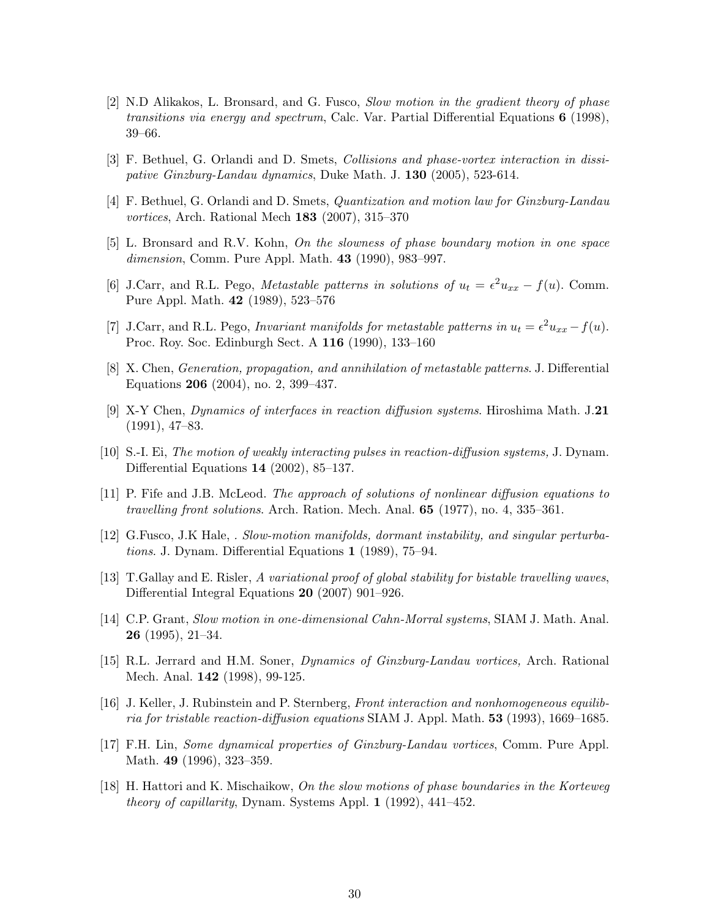[2] N.D Alikakos, L. Bronsard, and G. Fusco, *Slow motion in the gradient theory of phase transitions via energy and spectrum*, Calc. Var. Partial Differential Equations **6** (1998), 39–66.

[3] F. Bethuel, G. Orlandi and D. Smets, *Collisions and phase-vortex interaction in dissipative Ginzburg-Landau dynamics*, Duke Math. J. **130** (2005), 523-614.

[4] F. Bethuel, G. Orlandi and D. Smets, *Quantization and motion law for Ginzburg-Landau vortices*, Arch. Rational Mech **183** (2007), 315–370

[5] L. Bronsard and R.V. Kohn, *On the slowness of phase boundary motion in one space dimension*, Comm. Pure Appl. Math. **43** (1990), 983–997.

[6] J.Carr, and R.L. Pego, *Metastable patterns in solutions of $u_t = \epsilon^2 u_{xx} - f(u)$*. Comm. Pure Appl. Math. **42** (1989), 523–576

[7] J.Carr, and R.L. Pego, *Invariant manifolds for metastable patterns in $u_t = \epsilon^2 u_{xx} - f(u)$*. Proc. Roy. Soc. Edinburgh Sect. A **116** (1990), 133–160

[8] X. Chen, *Generation, propagation, and annihilation of metastable patterns*. J. Differential Equations **206** (2004), no. 2, 399–437.

[9] X-Y Chen, *Dynamics of interfaces in reaction diffusion systems*. Hiroshima Math. J.**21** (1991), 47–83.

[10] S.-I. Ei, *The motion of weakly interacting pulses in reaction-diffusion systems,* J. Dynam. Differential Equations **14** (2002), 85–137.

[11] P. Fife and J.B. McLeod. *The approach of solutions of nonlinear diffusion equations to travelling front solutions*. Arch. Ration. Mech. Anal. **65** (1977), no. 4, 335–361.

[12] G.Fusco, J.K Hale, . *Slow-motion manifolds, dormant instability, and singular perturbations*. J. Dynam. Differential Equations **1** (1989), 75–94.

[13] T.Gallay and E. Risler, *A variational proof of global stability for bistable travelling waves*, Differential Integral Equations **20** (2007) 901–926.

[14] C.P. Grant, *Slow motion in one-dimensional Cahn-Morral systems*, SIAM J. Math. Anal. **26** (1995), 21–34.

[15] R.L. Jerrard and H.M. Soner, *Dynamics of Ginzburg-Landau vortices,* Arch. Rational Mech. Anal. **142** (1998), 99-125.

[16] J. Keller, J. Rubinstein and P. Sternberg, *Front interaction and nonhomogeneous equilibria for tristable reaction-diffusion equations* SIAM J. Appl. Math. **53** (1993), 1669–1685.

[17] F.H. Lin, *Some dynamical properties of Ginzburg-Landau vortices*, Comm. Pure Appl. Math. **49** (1996), 323–359.

[18] H. Hattori and K. Mischaikow, *On the slow motions of phase boundaries in the Korteweg theory of capillarity*, Dynam. Systems Appl. **1** (1992), 441–452.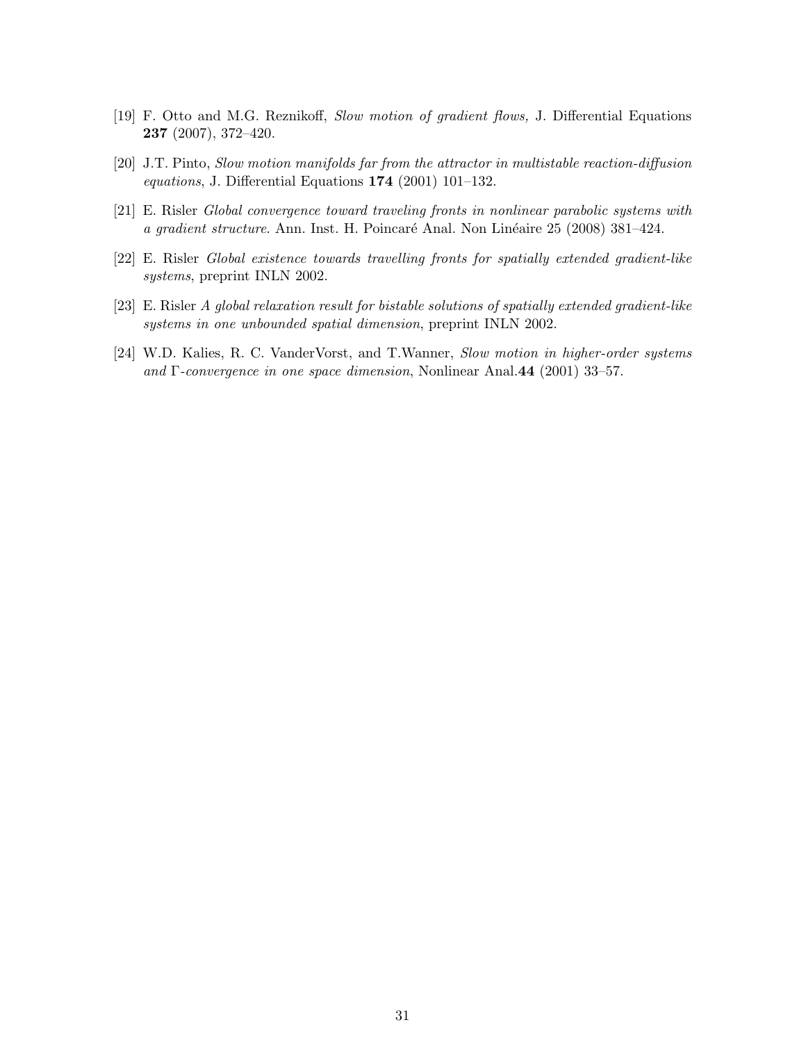[19] F. Otto and M.G. Reznikoff, *Slow motion of gradient flows,* J. Differential Equations **237** (2007), 372–420.

[20] J.T. Pinto, *Slow motion manifolds far from the attractor in multistable reaction-diffusion equations*, J. Differential Equations **174** (2001) 101–132.

[21] E. Risler *Global convergence toward traveling fronts in nonlinear parabolic systems with a gradient structure*. Ann. Inst. H. Poincaré Anal. Non Linéaire 25 (2008) 381–424.

[22] E. Risler *Global existence towards travelling fronts for spatially extended gradient-like systems*, preprint INLN 2002.

[23] E. Risler *A global relaxation result for bistable solutions of spatially extended gradient-like systems in one unbounded spatial dimension*, preprint INLN 2002.

[24] W.D. Kalies, R. C. VanderVorst, and T.Wanner, *Slow motion in higher-order systems and* $\Gamma$*-convergence in one space dimension*, Nonlinear Anal.**44** (2001) 33–57.